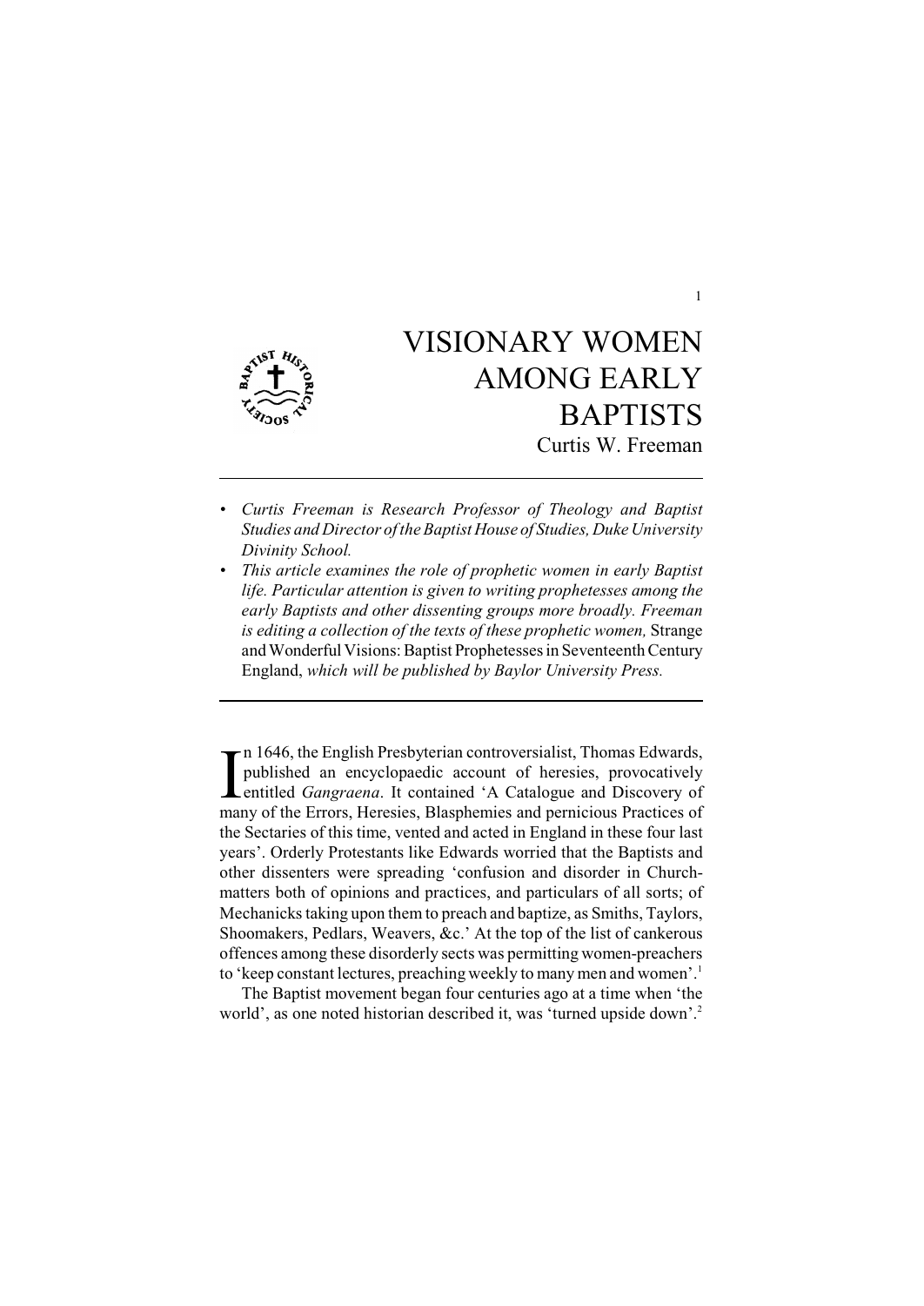# VISIONARY WOMEN AMONG EARLY BAPTISTS

Curtis W. Freeman

---

- *Curtis Freeman is Research Professor of Theology and Baptist Studies and Director of the Baptist House of Studies, Duke University Divinity School.*
- *This article examines the role of prophetic women in early Baptist life. Particular attention is given to writing prophetesses among the early Baptists and other dissenting groups more broadly. Freeman is editing a collection of the texts of these prophetic women,* Strange and Wonderful Visions: Baptist Prophetesses in Seventeenth Century England, *which will be published by Baylor University Press.*

---

In 1646, the English Presbyterian controversialist, Thomas Edwards, published an encyclopaedic account of heresies, provocatively entitled *Gangraena*. It contained 'A Catalogue and Discovery of many of the Errors, Heresies, Blasphemies and pernicious Practices of the Sectaries of this time, vented and acted in England in these four last years'. Orderly Protestants like Edwards worried that the Baptists and other dissenters were spreading 'confusion and disorder in Church-matters both of opinions and practices, and particulars of all sorts; of Mechanicks taking upon them to preach and baptize, as Smiths, Taylors, Shoomakers, Pedlars, Weavers, &c.' At the top of the list of cankerous offences among these disorderly sects was permitting women-preachers to 'keep constant lectures, preaching weekly to many men and women'.[1]

The Baptist movement began four centuries ago at a time when 'the world', as one noted historian described it, was 'turned upside down'.[2]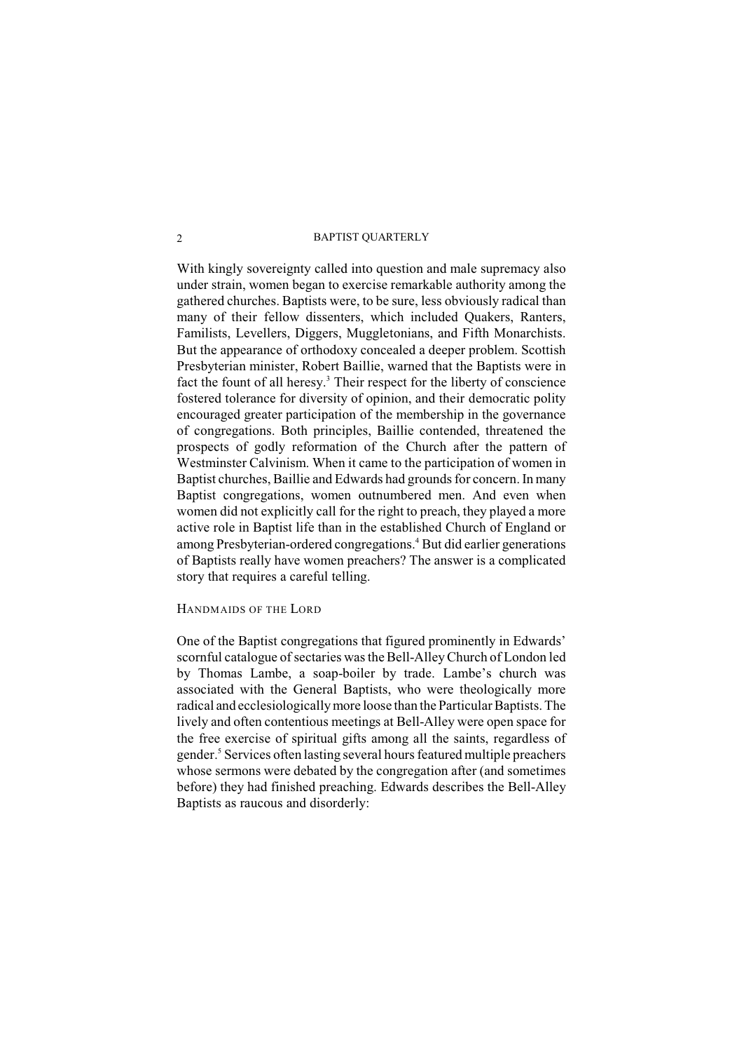With kingly sovereignty called into question and male supremacy also under strain, women began to exercise remarkable authority among the gathered churches. Baptists were, to be sure, less obviously radical than many of their fellow dissenters, which included Quakers, Ranters, Familists, Levellers, Diggers, Muggletonians, and Fifth Monarchists. But the appearance of orthodoxy concealed a deeper problem. Scottish Presbyterian minister, Robert Baillie, warned that the Baptists were in fact the fount of all heresy.[3] Their respect for the liberty of conscience fostered tolerance for diversity of opinion, and their democratic polity encouraged greater participation of the membership in the governance of congregations. Both principles, Baillie contended, threatened the prospects of godly reformation of the Church after the pattern of Westminster Calvinism. When it came to the participation of women in Baptist churches, Baillie and Edwards had grounds for concern. In many Baptist congregations, women outnumbered men. And even when women did not explicitly call for the right to preach, they played a more active role in Baptist life than in the established Church of England or among Presbyterian-ordered congregations.[4] But did earlier generations of Baptists really have women preachers? The answer is a complicated story that requires a careful telling.

## HANDMAIDS OF THE LORD

One of the Baptist congregations that figured prominently in Edwards' scornful catalogue of sectaries was the Bell-Alley Church of London led by Thomas Lambe, a soap-boiler by trade. Lambe's church was associated with the General Baptists, who were theologically more radical and ecclesiologically more loose than the Particular Baptists. The lively and often contentious meetings at Bell-Alley were open space for the free exercise of spiritual gifts among all the saints, regardless of gender.[5] Services often lasting several hours featured multiple preachers whose sermons were debated by the congregation after (and sometimes before) they had finished preaching. Edwards describes the Bell-Alley Baptists as raucous and disorderly: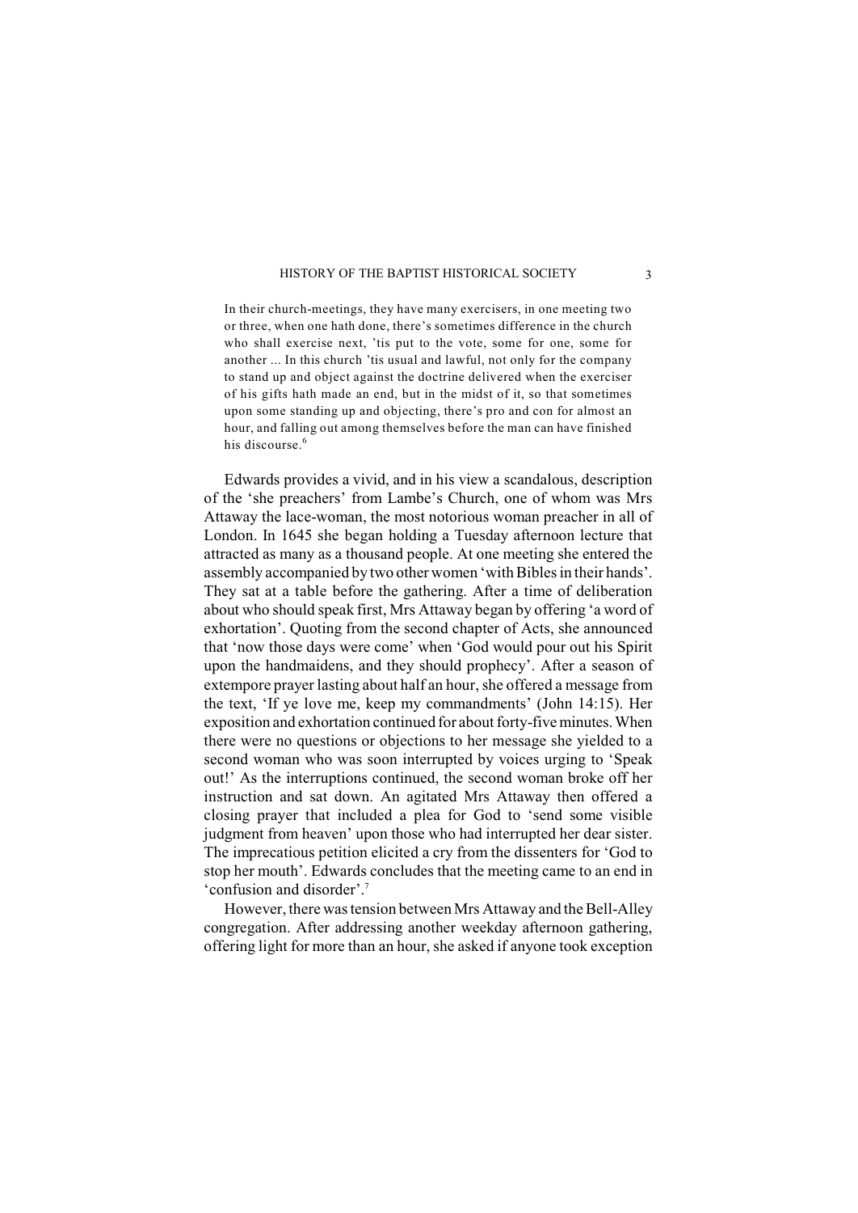> In their church-meetings, they have many exercisers, in one meeting two or three, when one hath done, there's sometimes difference in the church who shall exercise next, 'tis put to the vote, some for one, some for another ... In this church 'tis usual and lawful, not only for the company to stand up and object against the doctrine delivered when the exerciser of his gifts hath made an end, but in the midst of it, so that sometimes upon some standing up and objecting, there's pro and con for almost an hour, and falling out among themselves before the man can have finished his discourse.[6]

Edwards provides a vivid, and in his view a scandalous, description of the 'she preachers' from Lambe's Church, one of whom was Mrs Attaway the lace-woman, the most notorious woman preacher in all of London. In 1645 she began holding a Tuesday afternoon lecture that attracted as many as a thousand people. At one meeting she entered the assembly accompanied by two other women 'with Bibles in their hands'. They sat at a table before the gathering. After a time of deliberation about who should speak first, Mrs Attaway began by offering 'a word of exhortation'. Quoting from the second chapter of Acts, she announced that 'now those days were come' when 'God would pour out his Spirit upon the handmaidens, and they should prophecy'. After a season of extempore prayer lasting about half an hour, she offered a message from the text, 'If ye love me, keep my commandments' (John 14:15). Her exposition and exhortation continued for about forty-five minutes. When there were no questions or objections to her message she yielded to a second woman who was soon interrupted by voices urging to 'Speak out!' As the interruptions continued, the second woman broke off her instruction and sat down. An agitated Mrs Attaway then offered a closing prayer that included a plea for God to 'send some visible judgment from heaven' upon those who had interrupted her dear sister. The imprecatious petition elicited a cry from the dissenters for 'God to stop her mouth'. Edwards concludes that the meeting came to an end in 'confusion and disorder'.[7]

However, there was tension between Mrs Attaway and the Bell-Alley congregation. After addressing another weekday afternoon gathering, offering light for more than an hour, she asked if anyone took exception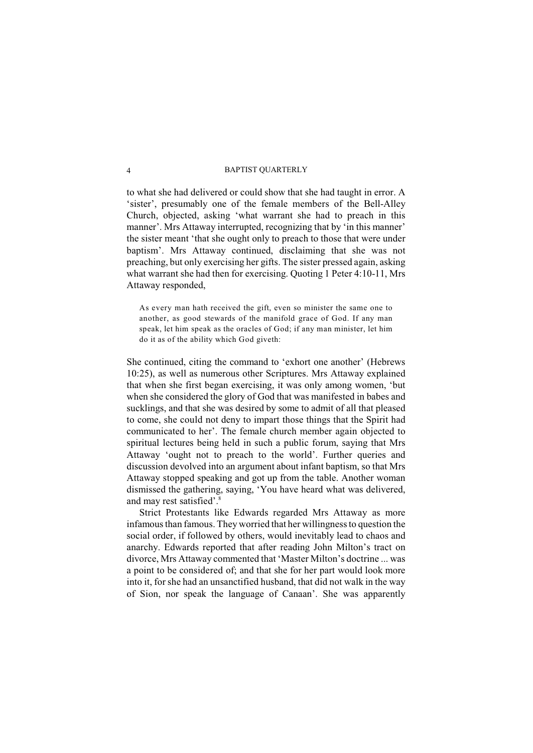to what she had delivered or could show that she had taught in error. A 'sister', presumably one of the female members of the Bell-Alley Church, objected, asking 'what warrant she had to preach in this manner'. Mrs Attaway interrupted, recognizing that by 'in this manner' the sister meant 'that she ought only to preach to those that were under baptism'. Mrs Attaway continued, disclaiming that she was not preaching, but only exercising her gifts. The sister pressed again, asking what warrant she had then for exercising. Quoting 1 Peter 4:10-11, Mrs Attaway responded,

> As every man hath received the gift, even so minister the same one to another, as good stewards of the manifold grace of God. If any man speak, let him speak as the oracles of God; if any man minister, let him do it as of the ability which God giveth:

She continued, citing the command to 'exhort one another' (Hebrews 10:25), as well as numerous other Scriptures. Mrs Attaway explained that when she first began exercising, it was only among women, 'but when she considered the glory of God that was manifested in babes and sucklings, and that she was desired by some to admit of all that pleased to come, she could not deny to impart those things that the Spirit had communicated to her'. The female church member again objected to spiritual lectures being held in such a public forum, saying that Mrs Attaway 'ought not to preach to the world'. Further queries and discussion devolved into an argument about infant baptism, so that Mrs Attaway stopped speaking and got up from the table. Another woman dismissed the gathering, saying, 'You have heard what was delivered, and may rest satisfied'.[8]

Strict Protestants like Edwards regarded Mrs Attaway as more infamous than famous. They worried that her willingness to question the social order, if followed by others, would inevitably lead to chaos and anarchy. Edwards reported that after reading John Milton's tract on divorce, Mrs Attaway commented that 'Master Milton's doctrine ... was a point to be considered of; and that she for her part would look more into it, for she had an unsanctified husband, that did not walk in the way of Sion, nor speak the language of Canaan'. She was apparently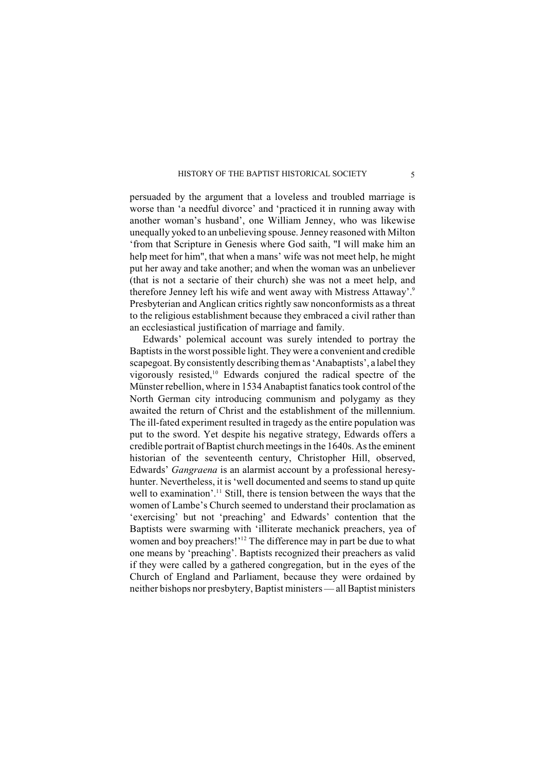persuaded by the argument that a loveless and troubled marriage is worse than 'a needful divorce' and 'practiced it in running away with another woman's husband', one William Jenney, who was likewise unequally yoked to an unbelieving spouse. Jenney reasoned with Milton 'from that Scripture in Genesis where God saith, "I will make him an help meet for him", that when a mans' wife was not meet help, he might put her away and take another; and when the woman was an unbeliever (that is not a sectarie of their church) she was not a meet help, and therefore Jenney left his wife and went away with Mistress Attaway'.[9] Presbyterian and Anglican critics rightly saw nonconformists as a threat to the religious establishment because they embraced a civil rather than an ecclesiastical justification of marriage and family.

Edwards' polemical account was surely intended to portray the Baptists in the worst possible light. They were a convenient and credible scapegoat. By consistently describing them as 'Anabaptists', a label they vigorously resisted,[10] Edwards conjured the radical spectre of the Münster rebellion, where in 1534 Anabaptist fanatics took control of the North German city introducing communism and polygamy as they awaited the return of Christ and the establishment of the millennium. The ill-fated experiment resulted in tragedy as the entire population was put to the sword. Yet despite his negative strategy, Edwards offers a credible portrait of Baptist church meetings in the 1640s. As the eminent historian of the seventeenth century, Christopher Hill, observed, Edwards' *Gangraena* is an alarmist account by a professional heresy-hunter. Nevertheless, it is 'well documented and seems to stand up quite well to examination'.[11] Still, there is tension between the ways that the women of Lambe's Church seemed to understand their proclamation as 'exercising' but not 'preaching' and Edwards' contention that the Baptists were swarming with 'illiterate mechanick preachers, yea of women and boy preachers!'[12] The difference may in part be due to what one means by 'preaching'. Baptists recognized their preachers as valid if they were called by a gathered congregation, but in the eyes of the Church of England and Parliament, because they were ordained by neither bishops nor presbytery, Baptist ministers — all Baptist ministers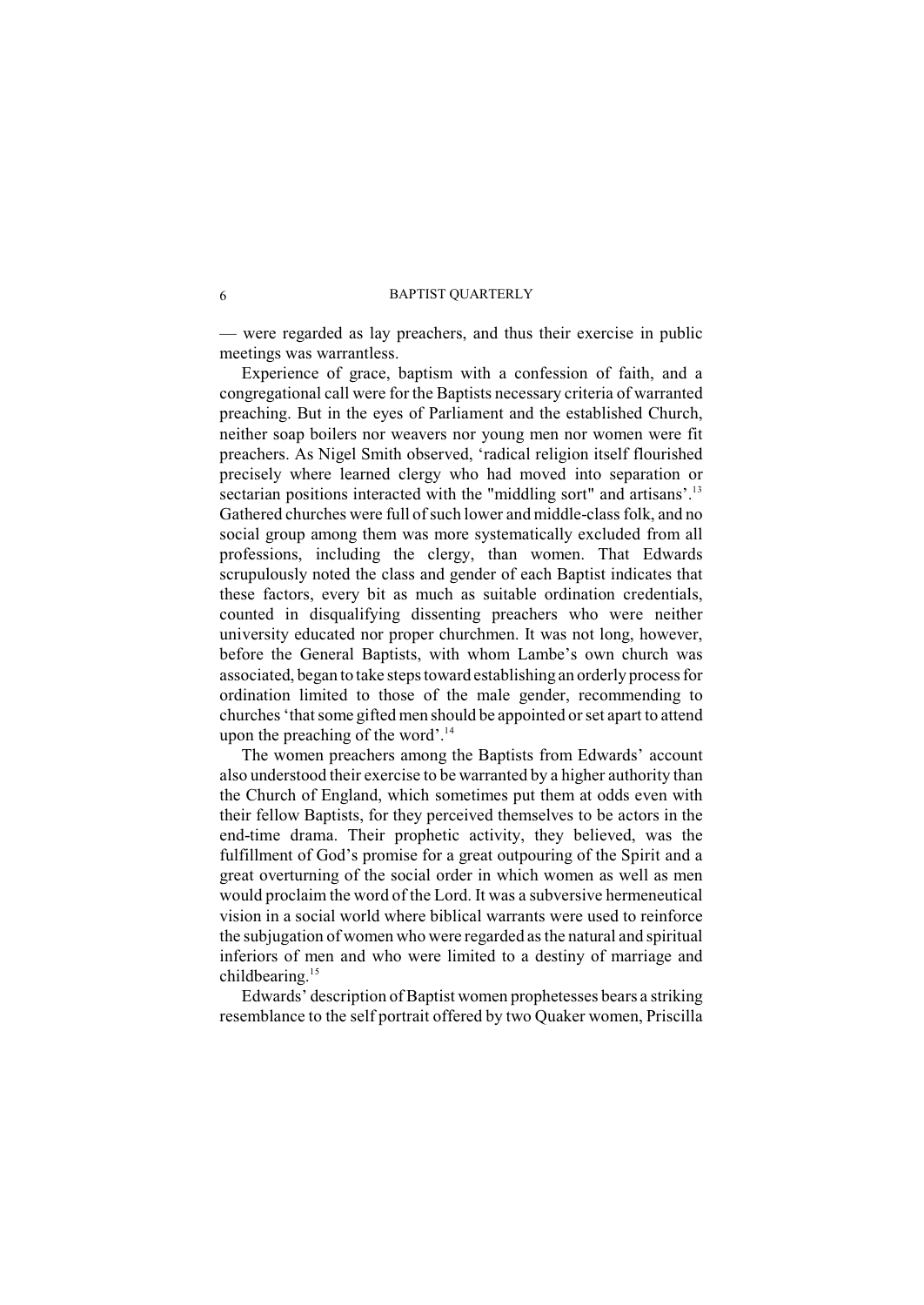— were regarded as lay preachers, and thus their exercise in public meetings was warrantless.

Experience of grace, baptism with a confession of faith, and a congregational call were for the Baptists necessary criteria of warranted preaching. But in the eyes of Parliament and the established Church, neither soap boilers nor weavers nor young men nor women were fit preachers. As Nigel Smith observed, 'radical religion itself flourished precisely where learned clergy who had moved into separation or sectarian positions interacted with the "middling sort" and artisans'.[13] Gathered churches were full of such lower and middle-class folk, and no social group among them was more systematically excluded from all professions, including the clergy, than women. That Edwards scrupulously noted the class and gender of each Baptist indicates that these factors, every bit as much as suitable ordination credentials, counted in disqualifying dissenting preachers who were neither university educated nor proper churchmen. It was not long, however, before the General Baptists, with whom Lambe's own church was associated, began to take steps toward establishing an orderly process for ordination limited to those of the male gender, recommending to churches 'that some gifted men should be appointed or set apart to attend upon the preaching of the word'.[14]

The women preachers among the Baptists from Edwards' account also understood their exercise to be warranted by a higher authority than the Church of England, which sometimes put them at odds even with their fellow Baptists, for they perceived themselves to be actors in the end-time drama. Their prophetic activity, they believed, was the fulfillment of God's promise for a great outpouring of the Spirit and a great overturning of the social order in which women as well as men would proclaim the word of the Lord. It was a subversive hermeneutical vision in a social world where biblical warrants were used to reinforce the subjugation of women who were regarded as the natural and spiritual inferiors of men and who were limited to a destiny of marriage and childbearing.[15]

Edwards' description of Baptist women prophetesses bears a striking resemblance to the self portrait offered by two Quaker women, Priscilla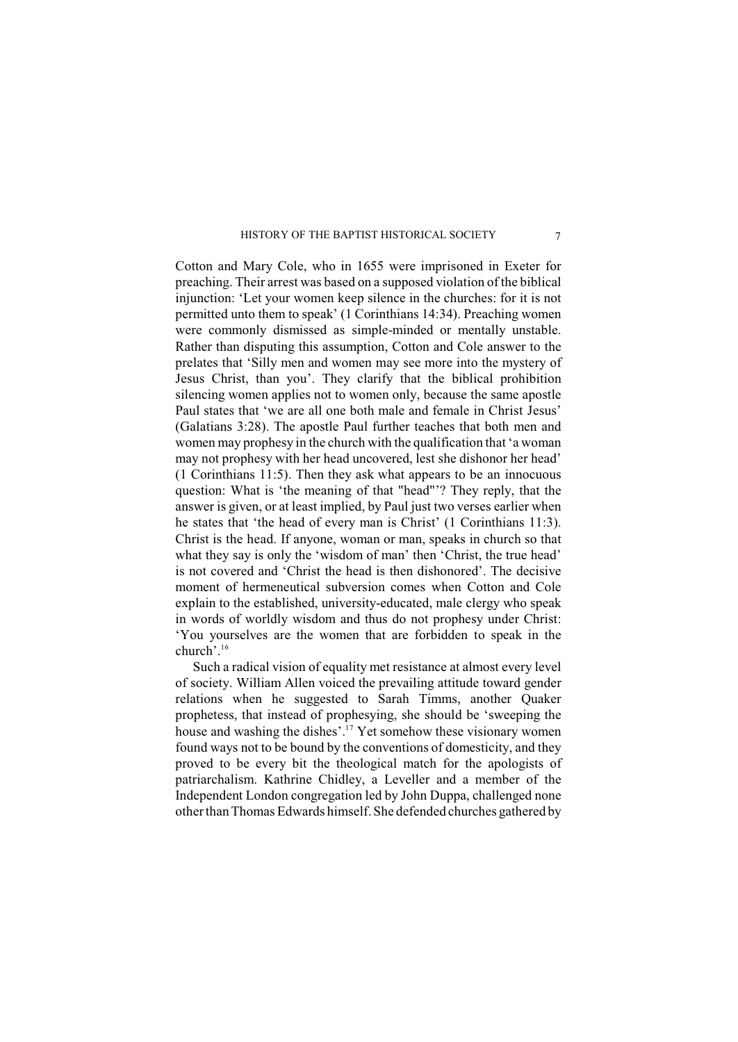Cotton and Mary Cole, who in 1655 were imprisoned in Exeter for preaching. Their arrest was based on a supposed violation of the biblical injunction: 'Let your women keep silence in the churches: for it is not permitted unto them to speak' (1 Corinthians 14:34). Preaching women were commonly dismissed as simple-minded or mentally unstable. Rather than disputing this assumption, Cotton and Cole answer to the prelates that 'Silly men and women may see more into the mystery of Jesus Christ, than you'. They clarify that the biblical prohibition silencing women applies not to women only, because the same apostle Paul states that 'we are all one both male and female in Christ Jesus' (Galatians 3:28). The apostle Paul further teaches that both men and women may prophesy in the church with the qualification that 'a woman may not prophesy with her head uncovered, lest she dishonor her head' (1 Corinthians 11:5). Then they ask what appears to be an innocuous question: What is 'the meaning of that "head"'? They reply, that the answer is given, or at least implied, by Paul just two verses earlier when he states that 'the head of every man is Christ' (1 Corinthians 11:3). Christ is the head. If anyone, woman or man, speaks in church so that what they say is only the 'wisdom of man' then 'Christ, the true head' is not covered and 'Christ the head is then dishonored'. The decisive moment of hermeneutical subversion comes when Cotton and Cole explain to the established, university-educated, male clergy who speak in words of worldly wisdom and thus do not prophesy under Christ: 'You yourselves are the women that are forbidden to speak in the church'.[16]

Such a radical vision of equality met resistance at almost every level of society. William Allen voiced the prevailing attitude toward gender relations when he suggested to Sarah Timms, another Quaker prophetess, that instead of prophesying, she should be 'sweeping the house and washing the dishes'.[17] Yet somehow these visionary women found ways not to be bound by the conventions of domesticity, and they proved to be every bit the theological match for the apologists of patriarchalism. Kathrine Chidley, a Leveller and a member of the Independent London congregation led by John Duppa, challenged none other than Thomas Edwards himself. She defended churches gathered by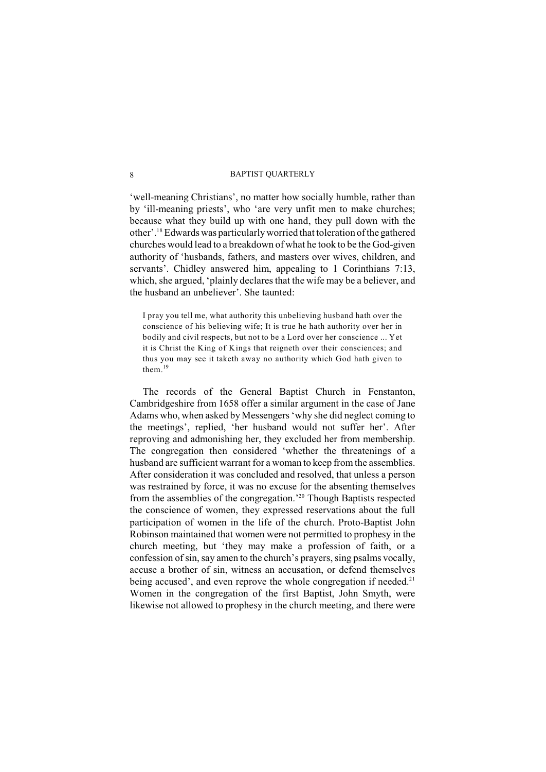'well-meaning Christians', no matter how socially humble, rather than by 'ill-meaning priests', who 'are very unfit men to make churches; because what they build up with one hand, they pull down with the other'.[18] Edwards was particularly worried that toleration of the gathered churches would lead to a breakdown of what he took to be the God-given authority of 'husbands, fathers, and masters over wives, children, and servants'. Chidley answered him, appealing to 1 Corinthians 7:13, which, she argued, 'plainly declares that the wife may be a believer, and the husband an unbeliever'. She taunted:

> I pray you tell me, what authority this unbelieving husband hath over the conscience of his believing wife; It is true he hath authority over her in bodily and civil respects, but not to be a Lord over her conscience ... Yet it is Christ the King of Kings that reigneth over their consciences; and thus you may see it taketh away no authority which God hath given to them.[19]

The records of the General Baptist Church in Fenstanton, Cambridgeshire from 1658 offer a similar argument in the case of Jane Adams who, when asked by Messengers 'why she did neglect coming to the meetings', replied, 'her husband would not suffer her'. After reproving and admonishing her, they excluded her from membership. The congregation then considered 'whether the threatenings of a husband are sufficient warrant for a woman to keep from the assemblies. After consideration it was concluded and resolved, that unless a person was restrained by force, it was no excuse for the absenting themselves from the assemblies of the congregation.'[20] Though Baptists respected the conscience of women, they expressed reservations about the full participation of women in the life of the church. Proto-Baptist John Robinson maintained that women were not permitted to prophesy in the church meeting, but 'they may make a profession of faith, or a confession of sin, say amen to the church's prayers, sing psalms vocally, accuse a brother of sin, witness an accusation, or defend themselves being accused', and even reprove the whole congregation if needed.[21] Women in the congregation of the first Baptist, John Smyth, were likewise not allowed to prophesy in the church meeting, and there were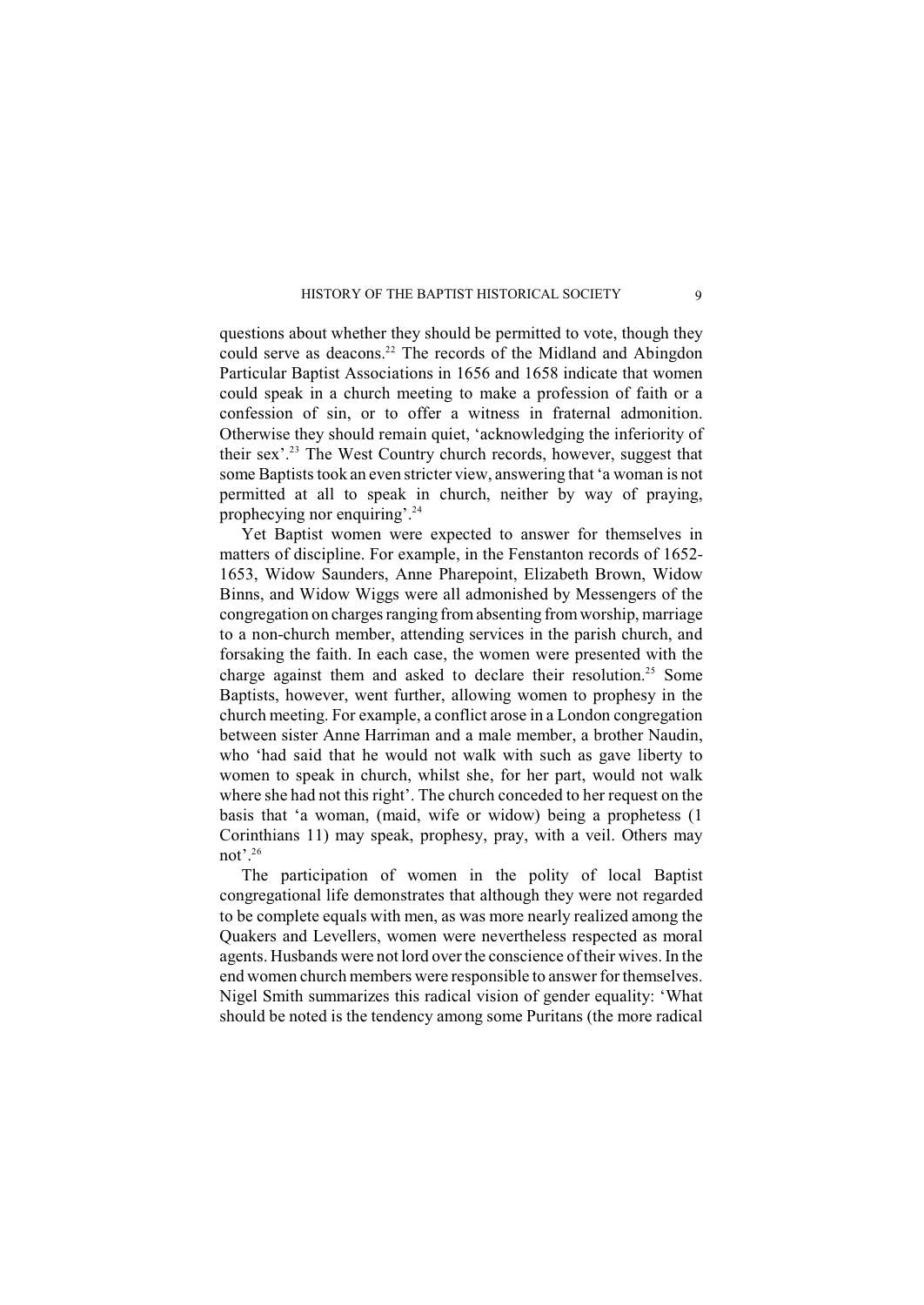questions about whether they should be permitted to vote, though they could serve as deacons.[22] The records of the Midland and Abingdon Particular Baptist Associations in 1656 and 1658 indicate that women could speak in a church meeting to make a profession of faith or a confession of sin, or to offer a witness in fraternal admonition. Otherwise they should remain quiet, 'acknowledging the inferiority of their sex'.[23] The West Country church records, however, suggest that some Baptists took an even stricter view, answering that 'a woman is not permitted at all to speak in church, neither by way of praying, prophecying nor enquiring'.[24]

Yet Baptist women were expected to answer for themselves in matters of discipline. For example, in the Fenstanton records of 1652-1653, Widow Saunders, Anne Pharepoint, Elizabeth Brown, Widow Binns, and Widow Wiggs were all admonished by Messengers of the congregation on charges ranging from absenting from worship, marriage to a non-church member, attending services in the parish church, and forsaking the faith. In each case, the women were presented with the charge against them and asked to declare their resolution.[25] Some Baptists, however, went further, allowing women to prophesy in the church meeting. For example, a conflict arose in a London congregation between sister Anne Harriman and a male member, a brother Naudin, who 'had said that he would not walk with such as gave liberty to women to speak in church, whilst she, for her part, would not walk where she had not this right'. The church conceded to her request on the basis that 'a woman, (maid, wife or widow) being a prophetess (1 Corinthians 11) may speak, prophesy, pray, with a veil. Others may not'.[26]

The participation of women in the polity of local Baptist congregational life demonstrates that although they were not regarded to be complete equals with men, as was more nearly realized among the Quakers and Levellers, women were nevertheless respected as moral agents. Husbands were not lord over the conscience of their wives. In the end women church members were responsible to answer for themselves. Nigel Smith summarizes this radical vision of gender equality: 'What should be noted is the tendency among some Puritans (the more radical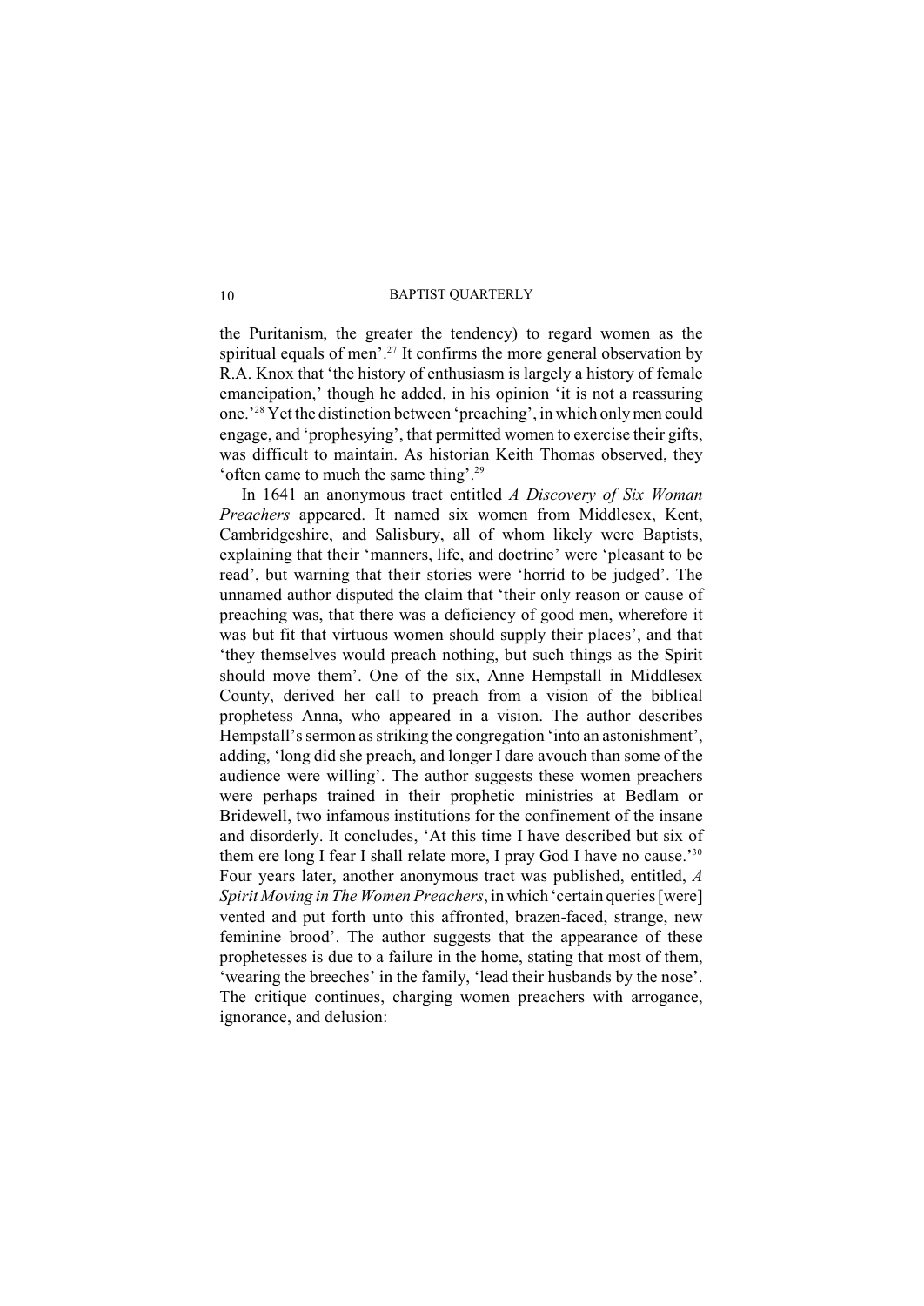the Puritanism, the greater the tendency) to regard women as the spiritual equals of men'.[27] It confirms the more general observation by R.A. Knox that 'the history of enthusiasm is largely a history of female emancipation,' though he added, in his opinion 'it is not a reassuring one.'[28] Yet the distinction between 'preaching', in which only men could engage, and 'prophesying', that permitted women to exercise their gifts, was difficult to maintain. As historian Keith Thomas observed, they 'often came to much the same thing'.[29]

In 1641 an anonymous tract entitled *A Discovery of Six Woman Preachers* appeared. It named six women from Middlesex, Kent, Cambridgeshire, and Salisbury, all of whom likely were Baptists, explaining that their 'manners, life, and doctrine' were 'pleasant to be read', but warning that their stories were 'horrid to be judged'. The unnamed author disputed the claim that 'their only reason or cause of preaching was, that there was a deficiency of good men, wherefore it was but fit that virtuous women should supply their places', and that 'they themselves would preach nothing, but such things as the Spirit should move them'. One of the six, Anne Hempstall in Middlesex County, derived her call to preach from a vision of the biblical prophetess Anna, who appeared in a vision. The author describes Hempstall's sermon as striking the congregation 'into an astonishment', adding, 'long did she preach, and longer I dare avouch than some of the audience were willing'. The author suggests these women preachers were perhaps trained in their prophetic ministries at Bedlam or Bridewell, two infamous institutions for the confinement of the insane and disorderly. It concludes, 'At this time I have described but six of them ere long I fear I shall relate more, I pray God I have no cause.'[30] Four years later, another anonymous tract was published, entitled, *A Spirit Moving in The Women Preachers*, in which 'certain queries [were] vented and put forth unto this affronted, brazen-faced, strange, new feminine brood'. The author suggests that the appearance of these prophetesses is due to a failure in the home, stating that most of them, 'wearing the breeches' in the family, 'lead their husbands by the nose'. The critique continues, charging women preachers with arrogance, ignorance, and delusion: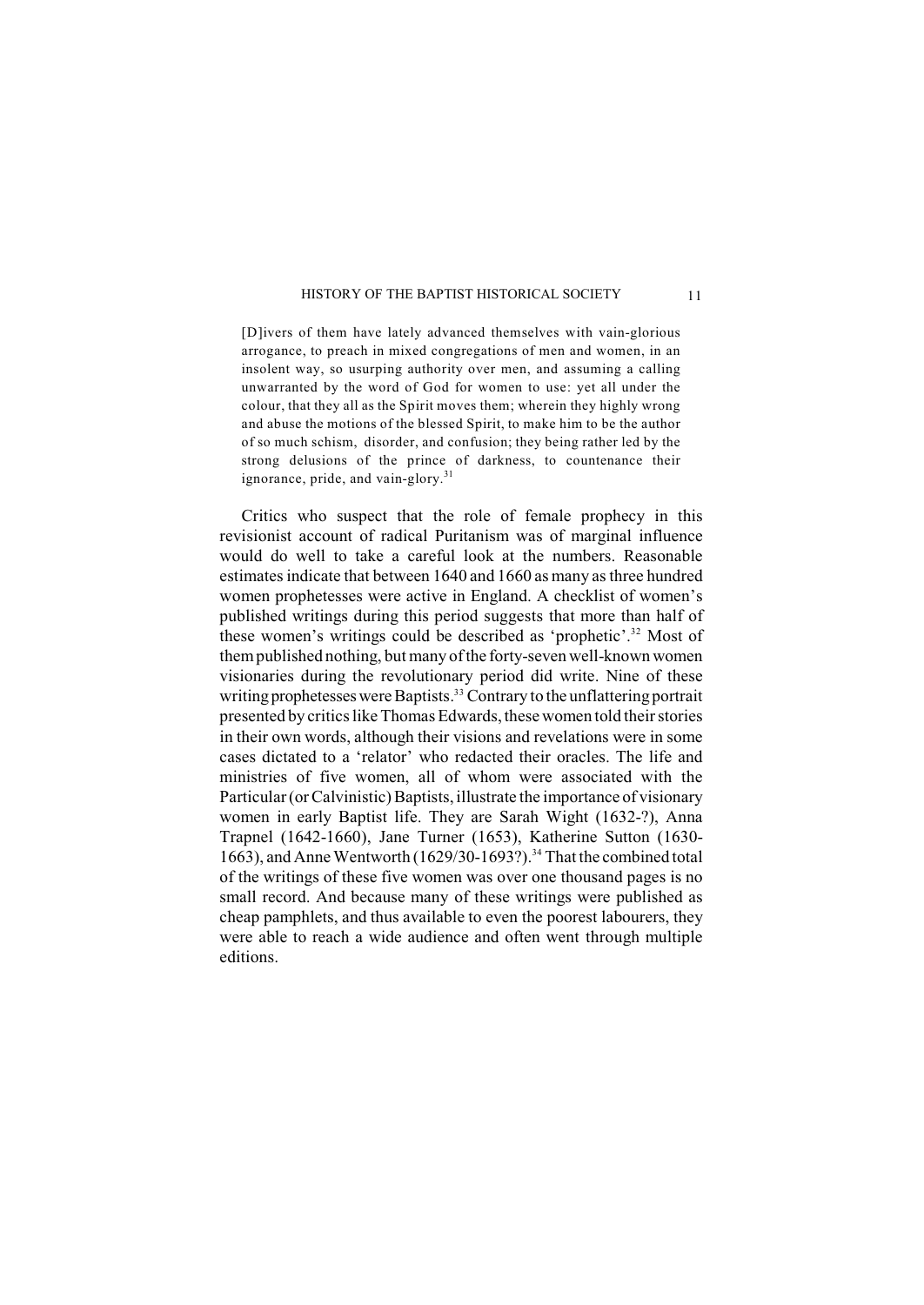> [D]ivers of them have lately advanced themselves with vain-glorious arrogance, to preach in mixed congregations of men and women, in an insolent way, so usurping authority over men, and assuming a calling unwarranted by the word of God for women to use: yet all under the colour, that they all as the Spirit moves them; wherein they highly wrong and abuse the motions of the blessed Spirit, to make him to be the author of so much schism, disorder, and confusion; they being rather led by the strong delusions of the prince of darkness, to countenance their ignorance, pride, and vain-glory.[31]

Critics who suspect that the role of female prophecy in this revisionist account of radical Puritanism was of marginal influence would do well to take a careful look at the numbers. Reasonable estimates indicate that between 1640 and 1660 as many as three hundred women prophetesses were active in England. A checklist of women's published writings during this period suggests that more than half of these women's writings could be described as 'prophetic'.[32] Most of them published nothing, but many of the forty-seven well-known women visionaries during the revolutionary period did write. Nine of these writing prophetesses were Baptists.[33] Contrary to the unflattering portrait presented by critics like Thomas Edwards, these women told their stories in their own words, although their visions and revelations were in some cases dictated to a 'relator' who redacted their oracles. The life and ministries of five women, all of whom were associated with the Particular (or Calvinistic) Baptists, illustrate the importance of visionary women in early Baptist life. They are Sarah Wight (1632-?), Anna Trapnel (1642-1660), Jane Turner (1653), Katherine Sutton (1630-1663), and Anne Wentworth (1629/30-1693?).[34] That the combined total of the writings of these five women was over one thousand pages is no small record. And because many of these writings were published as cheap pamphlets, and thus available to even the poorest labourers, they were able to reach a wide audience and often went through multiple editions.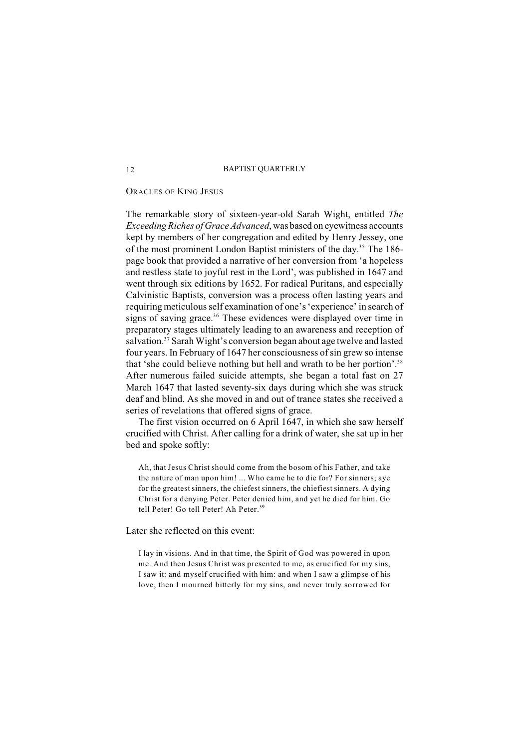## ORACLES OF KING JESUS

The remarkable story of sixteen-year-old Sarah Wight, entitled *The Exceeding Riches of Grace Advanced*, was based on eyewitness accounts kept by members of her congregation and edited by Henry Jessey, one of the most prominent London Baptist ministers of the day.[35] The 186-page book that provided a narrative of her conversion from 'a hopeless and restless state to joyful rest in the Lord', was published in 1647 and went through six editions by 1652. For radical Puritans, and especially Calvinistic Baptists, conversion was a process often lasting years and requiring meticulous self examination of one's 'experience' in search of signs of saving grace.[36] These evidences were displayed over time in preparatory stages ultimately leading to an awareness and reception of salvation.[37] Sarah Wight's conversion began about age twelve and lasted four years. In February of 1647 her consciousness of sin grew so intense that 'she could believe nothing but hell and wrath to be her portion'.[38] After numerous failed suicide attempts, she began a total fast on 27 March 1647 that lasted seventy-six days during which she was struck deaf and blind. As she moved in and out of trance states she received a series of revelations that offered signs of grace.

The first vision occurred on 6 April 1647, in which she saw herself crucified with Christ. After calling for a drink of water, she sat up in her bed and spoke softly:

> Ah, that Jesus Christ should come from the bosom of his Father, and take the nature of man upon him! ... Who came he to die for? For sinners; aye for the greatest sinners, the chiefest sinners, the chiefiest sinners. A dying Christ for a denying Peter. Peter denied him, and yet he died for him. Go tell Peter! Go tell Peter! Ah Peter.[39]

Later she reflected on this event:

> I lay in visions. And in that time, the Spirit of God was powered in upon me. And then Jesus Christ was presented to me, as crucified for my sins, I saw it: and myself crucified with him: and when I saw a glimpse of his love, then I mourned bitterly for my sins, and never truly sorrowed for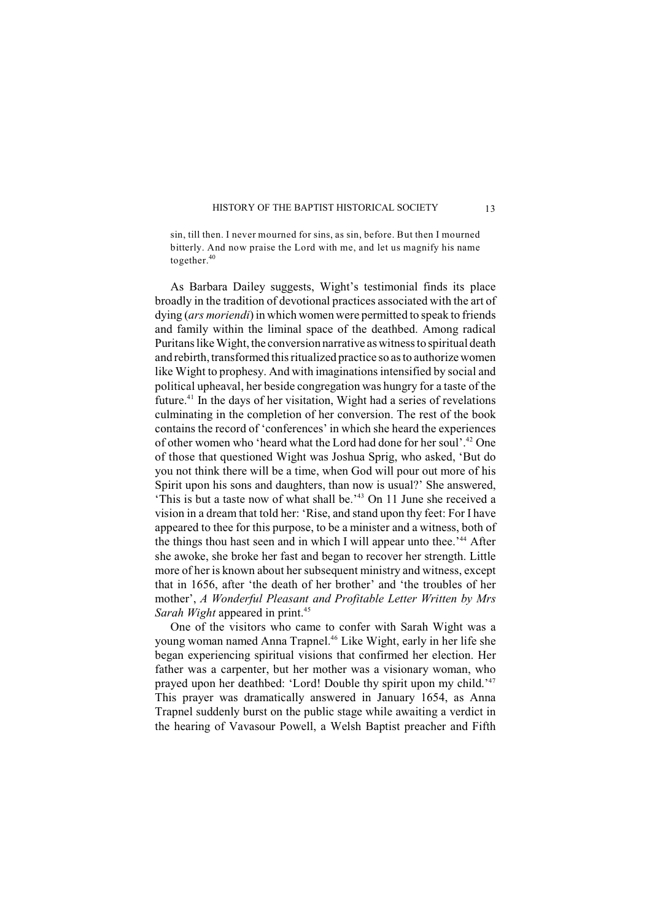> sin, till then. I never mourned for sins, as sin, before. But then I mourned bitterly. And now praise the Lord with me, and let us magnify his name together.[40]

As Barbara Dailey suggests, Wight's testimonial finds its place broadly in the tradition of devotional practices associated with the art of dying (*ars moriendi*) in which women were permitted to speak to friends and family within the liminal space of the deathbed. Among radical Puritans like Wight, the conversion narrative as witness to spiritual death and rebirth, transformed this ritualized practice so as to authorize women like Wight to prophesy. And with imaginations intensified by social and political upheaval, her beside congregation was hungry for a taste of the future.[41] In the days of her visitation, Wight had a series of revelations culminating in the completion of her conversion. The rest of the book contains the record of 'conferences' in which she heard the experiences of other women who 'heard what the Lord had done for her soul'.[42] One of those that questioned Wight was Joshua Sprig, who asked, 'But do you not think there will be a time, when God will pour out more of his Spirit upon his sons and daughters, than now is usual?' She answered, 'This is but a taste now of what shall be.'[43] On 11 June she received a vision in a dream that told her: 'Rise, and stand upon thy feet: For I have appeared to thee for this purpose, to be a minister and a witness, both of the things thou hast seen and in which I will appear unto thee.'[44] After she awoke, she broke her fast and began to recover her strength. Little more of her is known about her subsequent ministry and witness, except that in 1656, after 'the death of her brother' and 'the troubles of her mother', *A Wonderful Pleasant and Profitable Letter Written by Mrs Sarah Wight* appeared in print.[45]

One of the visitors who came to confer with Sarah Wight was a young woman named Anna Trapnel.[46] Like Wight, early in her life she began experiencing spiritual visions that confirmed her election. Her father was a carpenter, but her mother was a visionary woman, who prayed upon her deathbed: 'Lord! Double thy spirit upon my child.'[47] This prayer was dramatically answered in January 1654, as Anna Trapnel suddenly burst on the public stage while awaiting a verdict in the hearing of Vavasour Powell, a Welsh Baptist preacher and Fifth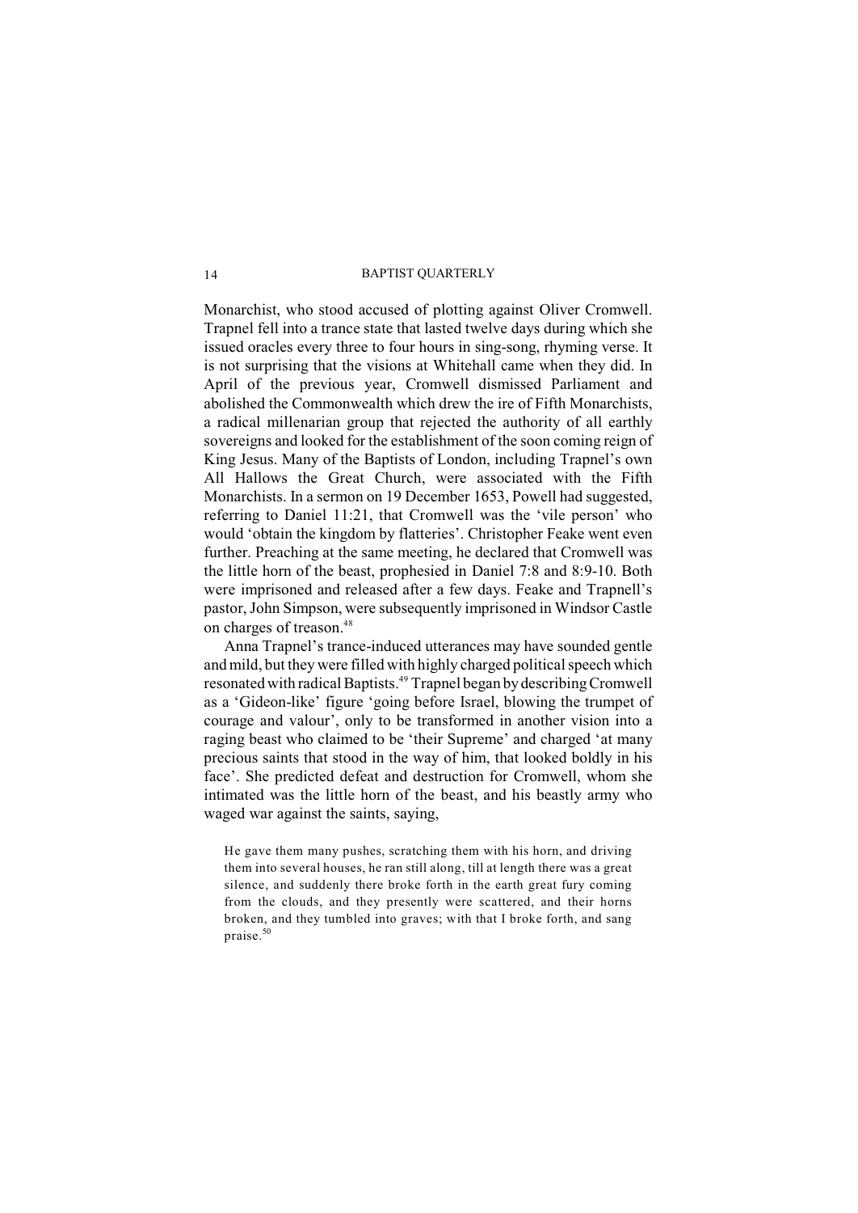Monarchist, who stood accused of plotting against Oliver Cromwell. Trapnel fell into a trance state that lasted twelve days during which she issued oracles every three to four hours in sing-song, rhyming verse. It is not surprising that the visions at Whitehall came when they did. In April of the previous year, Cromwell dismissed Parliament and abolished the Commonwealth which drew the ire of Fifth Monarchists, a radical millenarian group that rejected the authority of all earthly sovereigns and looked for the establishment of the soon coming reign of King Jesus. Many of the Baptists of London, including Trapnel's own All Hallows the Great Church, were associated with the Fifth Monarchists. In a sermon on 19 December 1653, Powell had suggested, referring to Daniel 11:21, that Cromwell was the 'vile person' who would 'obtain the kingdom by flatteries'. Christopher Feake went even further. Preaching at the same meeting, he declared that Cromwell was the little horn of the beast, prophesied in Daniel 7:8 and 8:9-10. Both were imprisoned and released after a few days. Feake and Trapnell's pastor, John Simpson, were subsequently imprisoned in Windsor Castle on charges of treason.[48]

Anna Trapnel's trance-induced utterances may have sounded gentle and mild, but they were filled with highly charged political speech which resonated with radical Baptists.[49] Trapnel began by describing Cromwell as a 'Gideon-like' figure 'going before Israel, blowing the trumpet of courage and valour', only to be transformed in another vision into a raging beast who claimed to be 'their Supreme' and charged 'at many precious saints that stood in the way of him, that looked boldly in his face'. She predicted defeat and destruction for Cromwell, whom she intimated was the little horn of the beast, and his beastly army who waged war against the saints, saying,

> He gave them many pushes, scratching them with his horn, and driving them into several houses, he ran still along, till at length there was a great silence, and suddenly there broke forth in the earth great fury coming from the clouds, and they presently were scattered, and their horns broken, and they tumbled into graves; with that I broke forth, and sang praise.[50]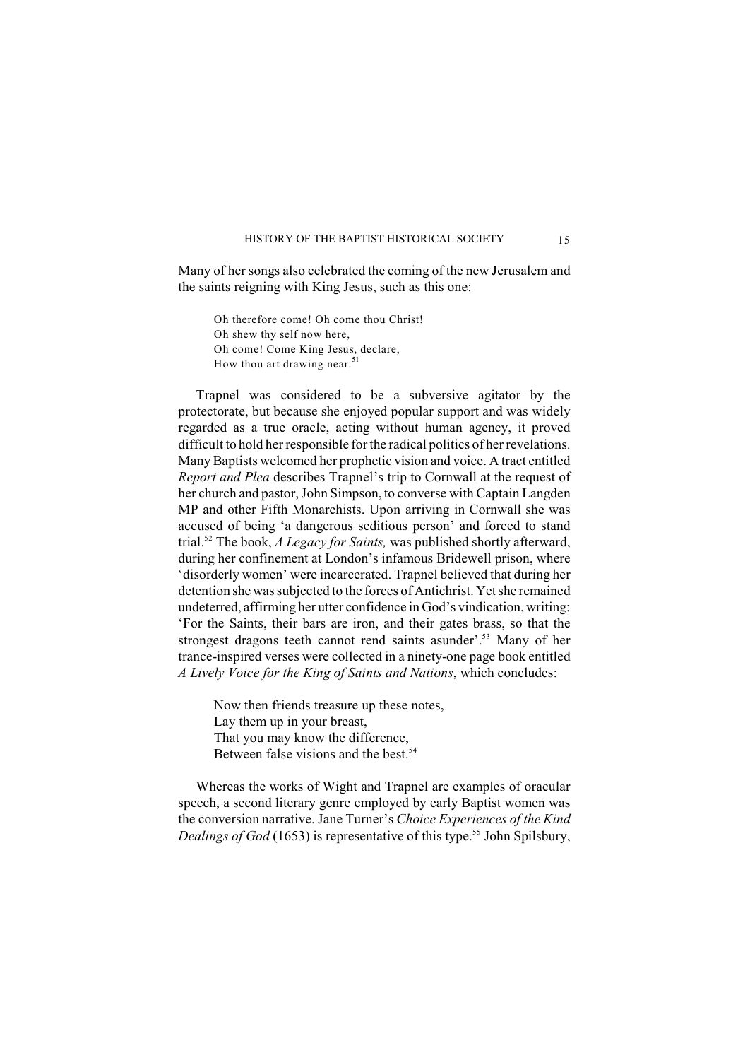Many of her songs also celebrated the coming of the new Jerusalem and the saints reigning with King Jesus, such as this one:

> Oh therefore come! Oh come thou Christ!  
> Oh shew thy self now here,  
> Oh come! Come King Jesus, declare,  
> How thou art drawing near.[51]

Trapnel was considered to be a subversive agitator by the protectorate, but because she enjoyed popular support and was widely regarded as a true oracle, acting without human agency, it proved difficult to hold her responsible for the radical politics of her revelations. Many Baptists welcomed her prophetic vision and voice. A tract entitled *Report and Plea* describes Trapnel's trip to Cornwall at the request of her church and pastor, John Simpson, to converse with Captain Langden MP and other Fifth Monarchists. Upon arriving in Cornwall she was accused of being 'a dangerous seditious person' and forced to stand trial.[52] The book, *A Legacy for Saints,* was published shortly afterward, during her confinement at London's infamous Bridewell prison, where 'disorderly women' were incarcerated. Trapnel believed that during her detention she was subjected to the forces of Antichrist. Yet she remained undeterred, affirming her utter confidence in God's vindication, writing: 'For the Saints, their bars are iron, and their gates brass, so that the strongest dragons teeth cannot rend saints asunder'.[53] Many of her trance-inspired verses were collected in a ninety-one page book entitled *A Lively Voice for the King of Saints and Nations*, which concludes:

> Now then friends treasure up these notes,  
> Lay them up in your breast,  
> That you may know the difference,  
> Between false visions and the best.[54]

Whereas the works of Wight and Trapnel are examples of oracular speech, a second literary genre employed by early Baptist women was the conversion narrative. Jane Turner's *Choice Experiences of the Kind Dealings of God* (1653) is representative of this type.[55] John Spilsbury,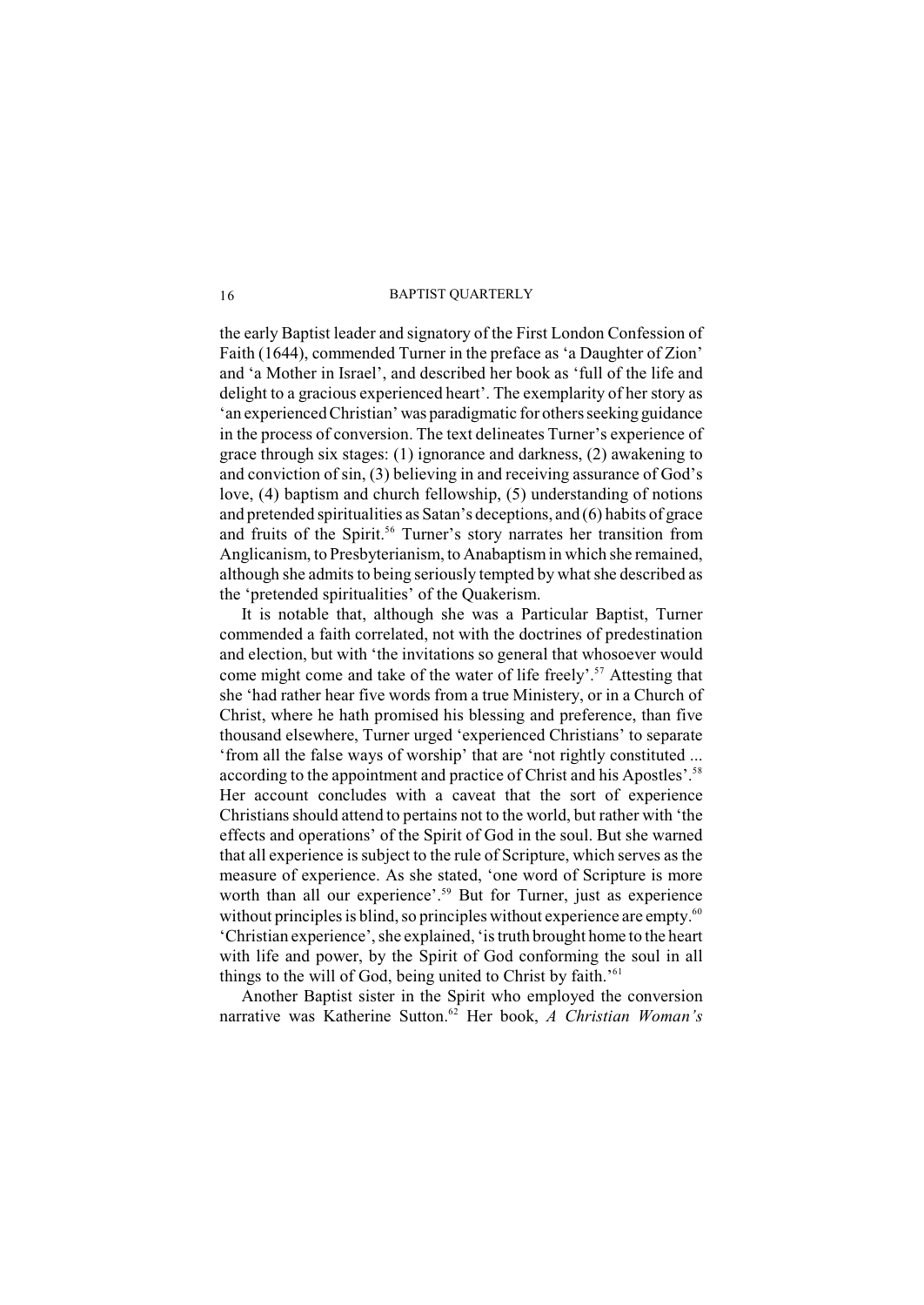the early Baptist leader and signatory of the First London Confession of Faith (1644), commended Turner in the preface as 'a Daughter of Zion' and 'a Mother in Israel', and described her book as 'full of the life and delight to a gracious experienced heart'. The exemplarity of her story as 'an experienced Christian' was paradigmatic for others seeking guidance in the process of conversion. The text delineates Turner's experience of grace through six stages: (1) ignorance and darkness, (2) awakening to and conviction of sin, (3) believing in and receiving assurance of God's love, (4) baptism and church fellowship, (5) understanding of notions and pretended spiritualities as Satan's deceptions, and (6) habits of grace and fruits of the Spirit.[56] Turner's story narrates her transition from Anglicanism, to Presbyterianism, to Anabaptism in which she remained, although she admits to being seriously tempted by what she described as the 'pretended spiritualities' of the Quakerism.

It is notable that, although she was a Particular Baptist, Turner commended a faith correlated, not with the doctrines of predestination and election, but with 'the invitations so general that whosoever would come might come and take of the water of life freely'.[57] Attesting that she 'had rather hear five words from a true Ministery, or in a Church of Christ, where he hath promised his blessing and preference, than five thousand elsewhere, Turner urged 'experienced Christians' to separate 'from all the false ways of worship' that are 'not rightly constituted ... according to the appointment and practice of Christ and his Apostles'.[58] Her account concludes with a caveat that the sort of experience Christians should attend to pertains not to the world, but rather with 'the effects and operations' of the Spirit of God in the soul. But she warned that all experience is subject to the rule of Scripture, which serves as the measure of experience. As she stated, 'one word of Scripture is more worth than all our experience'.[59] But for Turner, just as experience without principles is blind, so principles without experience are empty.[60] 'Christian experience', she explained, 'is truth brought home to the heart with life and power, by the Spirit of God conforming the soul in all things to the will of God, being united to Christ by faith.'[61]

Another Baptist sister in the Spirit who employed the conversion narrative was Katherine Sutton.[62] Her book, *A Christian Woman's*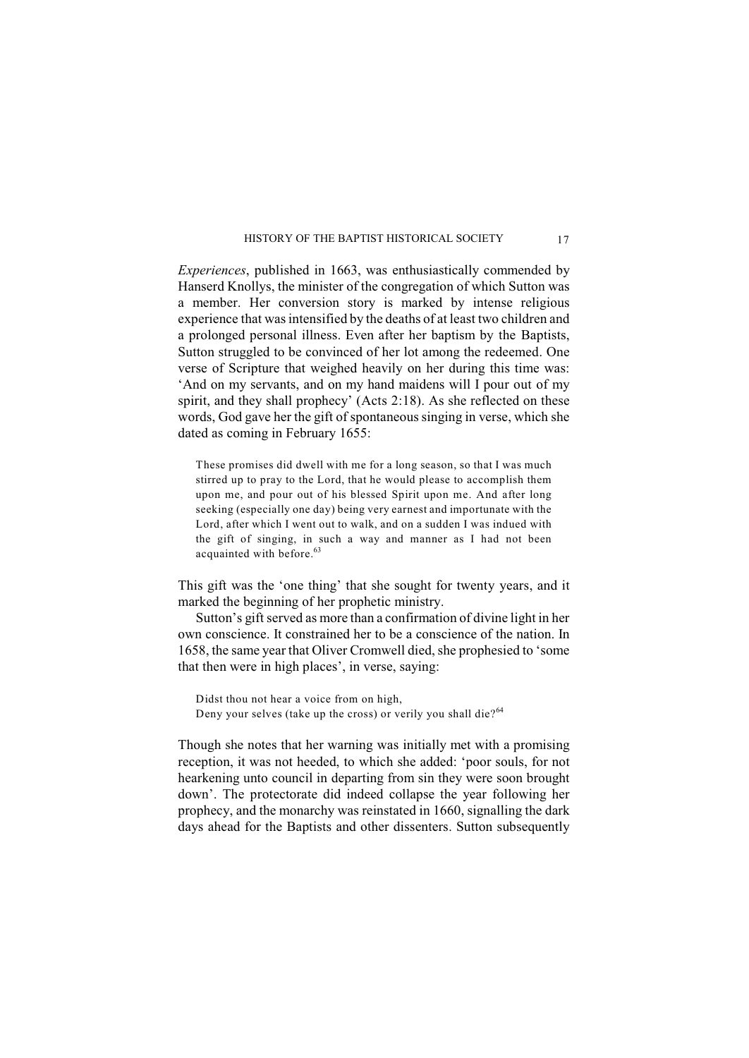*Experiences*, published in 1663, was enthusiastically commended by Hanserd Knollys, the minister of the congregation of which Sutton was a member. Her conversion story is marked by intense religious experience that was intensified by the deaths of at least two children and a prolonged personal illness. Even after her baptism by the Baptists, Sutton struggled to be convinced of her lot among the redeemed. One verse of Scripture that weighed heavily on her during this time was: 'And on my servants, and on my hand maidens will I pour out of my spirit, and they shall prophecy' (Acts 2:18). As she reflected on these words, God gave her the gift of spontaneous singing in verse, which she dated as coming in February 1655:

> These promises did dwell with me for a long season, so that I was much stirred up to pray to the Lord, that he would please to accomplish them upon me, and pour out of his blessed Spirit upon me. And after long seeking (especially one day) being very earnest and importunate with the Lord, after which I went out to walk, and on a sudden I was indued with the gift of singing, in such a way and manner as I had not been acquainted with before.[63]

This gift was the 'one thing' that she sought for twenty years, and it marked the beginning of her prophetic ministry.

Sutton's gift served as more than a confirmation of divine light in her own conscience. It constrained her to be a conscience of the nation. In 1658, the same year that Oliver Cromwell died, she prophesied to 'some that then were in high places', in verse, saying:

> Didst thou not hear a voice from on high,
> Deny your selves (take up the cross) or verily you shall die?[64]

Though she notes that her warning was initially met with a promising reception, it was not heeded, to which she added: 'poor souls, for not hearkening unto council in departing from sin they were soon brought down'. The protectorate did indeed collapse the year following her prophecy, and the monarchy was reinstated in 1660, signalling the dark days ahead for the Baptists and other dissenters. Sutton subsequently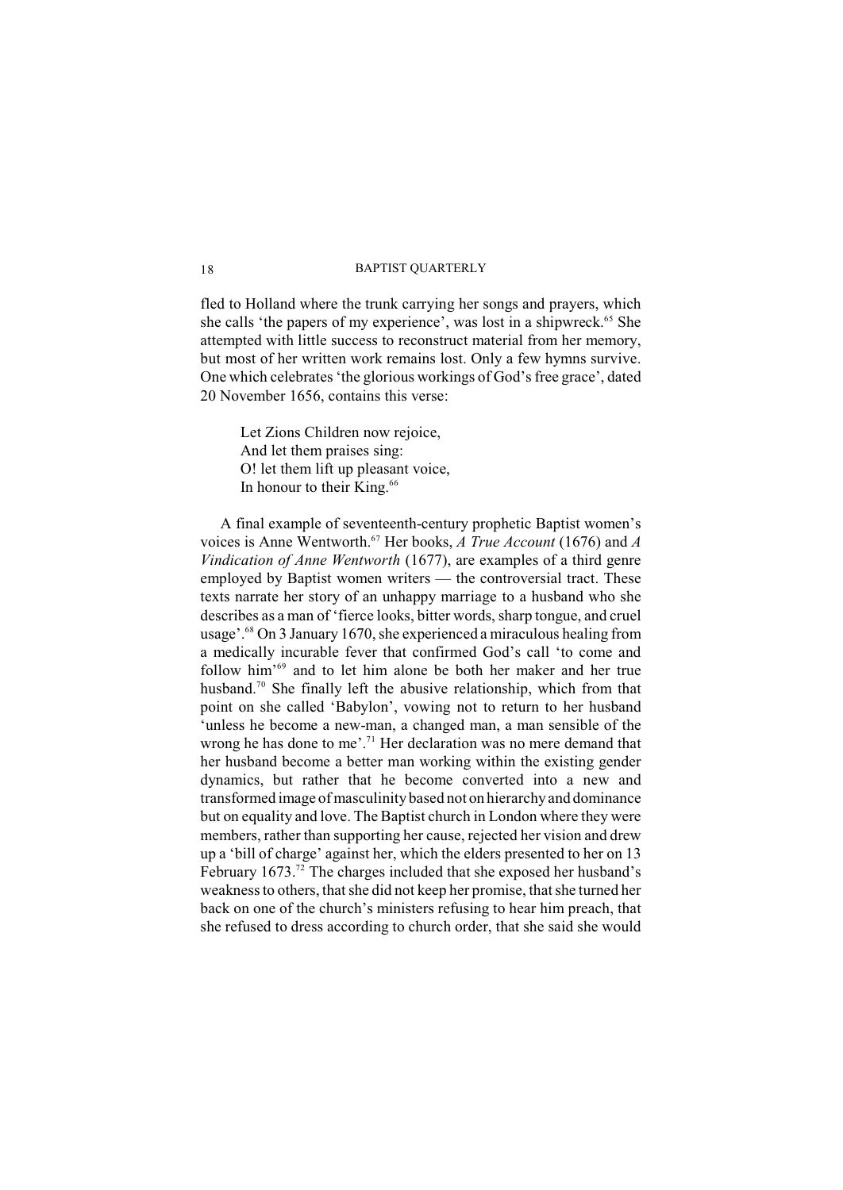fled to Holland where the trunk carrying her songs and prayers, which she calls 'the papers of my experience', was lost in a shipwreck.[65] She attempted with little success to reconstruct material from her memory, but most of her written work remains lost. Only a few hymns survive. One which celebrates 'the glorious workings of God's free grace', dated 20 November 1656, contains this verse:

> Let Zions Children now rejoice,
> And let them praises sing:
> O! let them lift up pleasant voice,
> In honour to their King.[66]

A final example of seventeenth-century prophetic Baptist women's voices is Anne Wentworth.[67] Her books, *A True Account* (1676) and *A Vindication of Anne Wentworth* (1677), are examples of a third genre employed by Baptist women writers — the controversial tract. These texts narrate her story of an unhappy marriage to a husband who she describes as a man of 'fierce looks, bitter words, sharp tongue, and cruel usage'.[68] On 3 January 1670, she experienced a miraculous healing from a medically incurable fever that confirmed God's call 'to come and follow him'[69] and to let him alone be both her maker and her true husband.[70] She finally left the abusive relationship, which from that point on she called 'Babylon', vowing not to return to her husband 'unless he become a new-man, a changed man, a man sensible of the wrong he has done to me'.[71] Her declaration was no mere demand that her husband become a better man working within the existing gender dynamics, but rather that he become converted into a new and transformed image of masculinity based not on hierarchy and dominance but on equality and love. The Baptist church in London where they were members, rather than supporting her cause, rejected her vision and drew up a 'bill of charge' against her, which the elders presented to her on 13 February 1673.[72] The charges included that she exposed her husband's weakness to others, that she did not keep her promise, that she turned her back on one of the church's ministers refusing to hear him preach, that she refused to dress according to church order, that she said she would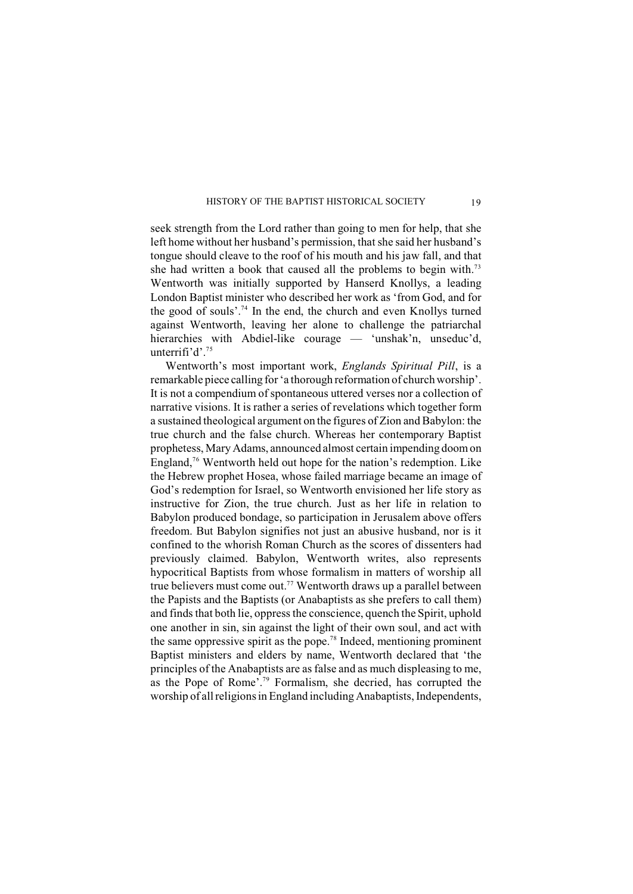seek strength from the Lord rather than going to men for help, that she left home without her husband's permission, that she said her husband's tongue should cleave to the roof of his mouth and his jaw fall, and that she had written a book that caused all the problems to begin with.[73] Wentworth was initially supported by Hanserd Knollys, a leading London Baptist minister who described her work as 'from God, and for the good of souls'.[74] In the end, the church and even Knollys turned against Wentworth, leaving her alone to challenge the patriarchal hierarchies with Abdiel-like courage — 'unshak'n, unseduc'd, unterrifi'd'.[75]

Wentworth's most important work, *Englands Spiritual Pill*, is a remarkable piece calling for 'a thorough reformation of church worship'. It is not a compendium of spontaneous uttered verses nor a collection of narrative visions. It is rather a series of revelations which together form a sustained theological argument on the figures of Zion and Babylon: the true church and the false church. Whereas her contemporary Baptist prophetess, Mary Adams, announced almost certain impending doom on England,[76] Wentworth held out hope for the nation's redemption. Like the Hebrew prophet Hosea, whose failed marriage became an image of God's redemption for Israel, so Wentworth envisioned her life story as instructive for Zion, the true church. Just as her life in relation to Babylon produced bondage, so participation in Jerusalem above offers freedom. But Babylon signifies not just an abusive husband, nor is it confined to the whorish Roman Church as the scores of dissenters had previously claimed. Babylon, Wentworth writes, also represents hypocritical Baptists from whose formalism in matters of worship all true believers must come out.[77] Wentworth draws up a parallel between the Papists and the Baptists (or Anabaptists as she prefers to call them) and finds that both lie, oppress the conscience, quench the Spirit, uphold one another in sin, sin against the light of their own soul, and act with the same oppressive spirit as the pope.[78] Indeed, mentioning prominent Baptist ministers and elders by name, Wentworth declared that 'the principles of the Anabaptists are as false and as much displeasing to me, as the Pope of Rome'.[79] Formalism, she decried, has corrupted the worship of all religions in England including Anabaptists, Independents,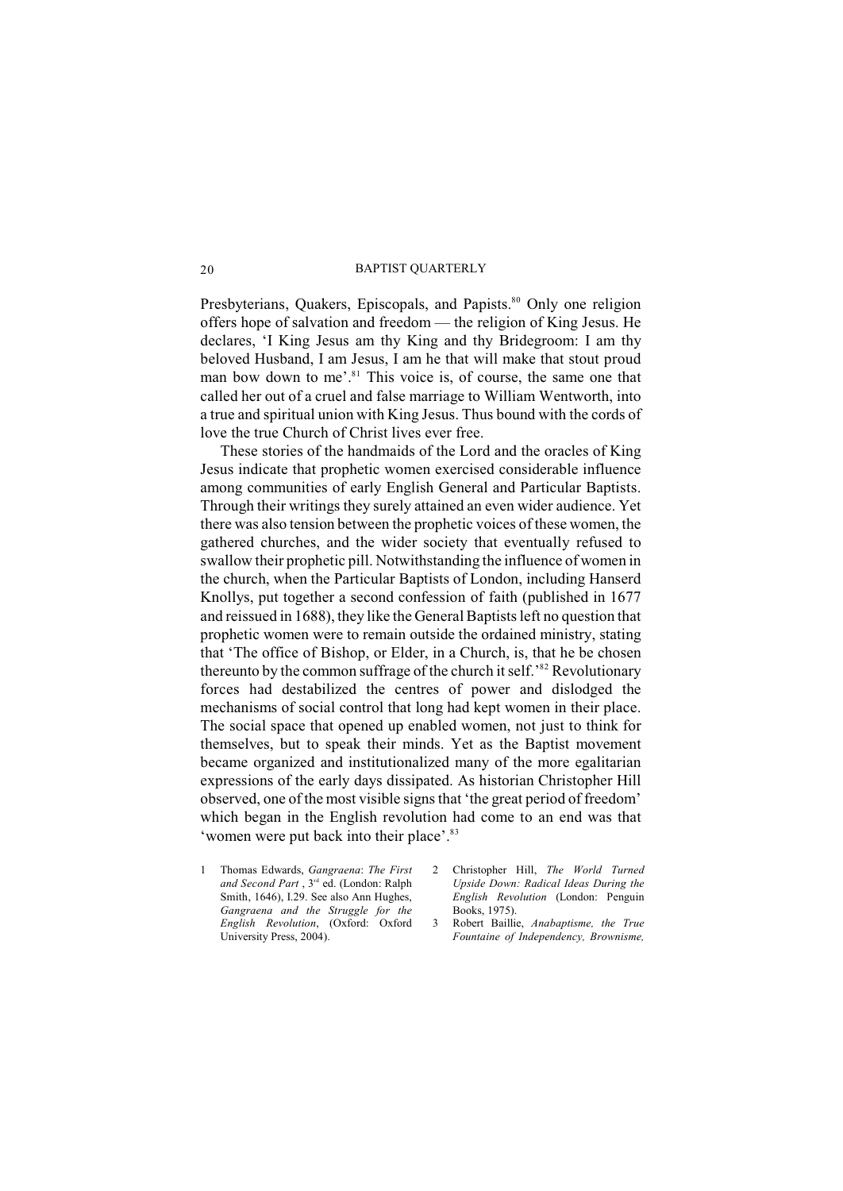Presbyterians, Quakers, Episcopals, and Papists.[80] Only one religion offers hope of salvation and freedom — the religion of King Jesus. He declares, 'I King Jesus am thy King and thy Bridegroom: I am thy beloved Husband, I am Jesus, I am he that will make that stout proud man bow down to me'.[81] This voice is, of course, the same one that called her out of a cruel and false marriage to William Wentworth, into a true and spiritual union with King Jesus. Thus bound with the cords of love the true Church of Christ lives ever free.

These stories of the handmaids of the Lord and the oracles of King Jesus indicate that prophetic women exercised considerable influence among communities of early English General and Particular Baptists. Through their writings they surely attained an even wider audience. Yet there was also tension between the prophetic voices of these women, the gathered churches, and the wider society that eventually refused to swallow their prophetic pill. Notwithstanding the influence of women in the church, when the Particular Baptists of London, including Hanserd Knollys, put together a second confession of faith (published in 1677 and reissued in 1688), they like the General Baptists left no question that prophetic women were to remain outside the ordained ministry, stating that 'The office of Bishop, or Elder, in a Church, is, that he be chosen thereunto by the common suffrage of the church it self.'[82] Revolutionary forces had destabilized the centres of power and dislodged the mechanisms of social control that long had kept women in their place. The social space that opened up enabled women, not just to think for themselves, but to speak their minds. Yet as the Baptist movement became organized and institutionalized many of the more egalitarian expressions of the early days dissipated. As historian Christopher Hill observed, one of the most visible signs that 'the great period of freedom' which began in the English revolution had come to an end was that 'women were put back into their place'.[83]

1 Thomas Edwards, *Gangraena*: *The First and Second Part* , 3[rd] ed. (London: Ralph Smith, 1646), I.29. See also Ann Hughes, *Gangraena and the Struggle for the English Revolution*, (Oxford: Oxford University Press, 2004).

2 Christopher Hill, *The World Turned Upside Down: Radical Ideas During the English Revolution* (London: Penguin Books, 1975).

3 Robert Baillie, *Anabaptisme, the True Fountaine of Independency, Brownisme,*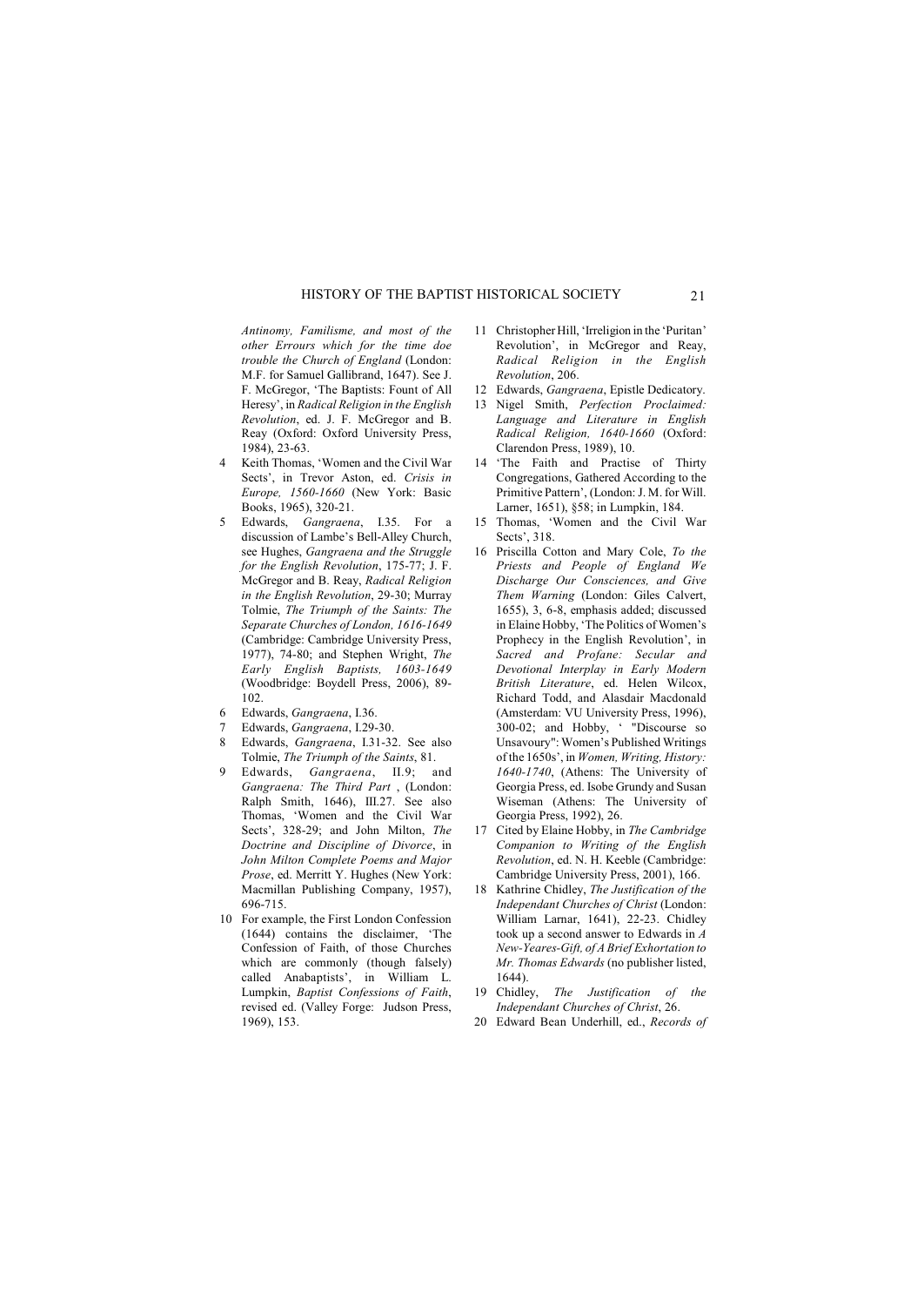*Antinomy, Familisme, and most of the other Errours which for the time doe trouble the Church of England* (London: M.F. for Samuel Gallibrand, 1647). See J. F. McGregor, 'The Baptists: Fount of All Heresy', in *Radical Religion in the English Revolution*, ed. J. F. McGregor and B. Reay (Oxford: Oxford University Press, 1984), 23-63.

4 Keith Thomas, 'Women and the Civil War Sects', in Trevor Aston, ed. *Crisis in Europe, 1560-1660* (New York: Basic Books, 1965), 320-21.

5 Edwards, *Gangraena*, I.35. For a discussion of Lambe's Bell-Alley Church, see Hughes, *Gangraena and the Struggle for the English Revolution*, 175-77; J. F. McGregor and B. Reay, *Radical Religion in the English Revolution*, 29-30; Murray Tolmie, *The Triumph of the Saints: The Separate Churches of London, 1616-1649* (Cambridge: Cambridge University Press, 1977), 74-80; and Stephen Wright, *The Early English Baptists, 1603-1649* (Woodbridge: Boydell Press, 2006), 89-102.

6 Edwards, *Gangraena*, I.36.

7 Edwards, *Gangraena*, I.29-30.

8 Edwards, *Gangraena*, I.31-32. See also Tolmie, *The Triumph of the Saints*, 81.

9 Edwards, *Gangraena*, II.9; and *Gangraena: The Third Part* , (London: Ralph Smith, 1646), III.27. See also Thomas, 'Women and the Civil War Sects', 328-29; and John Milton, *The Doctrine and Discipline of Divorce*, in *John Milton Complete Poems and Major Prose*, ed. Merritt Y. Hughes (New York: Macmillan Publishing Company, 1957), 696-715.

10 For example, the First London Confession (1644) contains the disclaimer, 'The Confession of Faith, of those Churches which are commonly (though falsely) called Anabaptists', in William L. Lumpkin, *Baptist Confessions of Faith*, revised ed. (Valley Forge: Judson Press, 1969), 153.

11 Christopher Hill, 'Irreligion in the 'Puritan' Revolution', in McGregor and Reay, *Radical Religion in the English Revolution*, 206.

12 Edwards, *Gangraena*, Epistle Dedicatory.

13 Nigel Smith, *Perfection Proclaimed: Language and Literature in English Radical Religion, 1640-1660* (Oxford: Clarendon Press, 1989), 10.

14 'The Faith and Practise of Thirty Congregations, Gathered According to the Primitive Pattern', (London: J. M. for Will. Larner, 1651), §58; in Lumpkin, 184.

15 Thomas, 'Women and the Civil War Sects', 318.

16 Priscilla Cotton and Mary Cole, *To the Priests and People of England We Discharge Our Consciences, and Give Them Warning* (London: Giles Calvert, 1655), 3, 6-8, emphasis added; discussed in Elaine Hobby, 'The Politics of Women's Prophecy in the English Revolution', in *Sacred and Profane: Secular and Devotional Interplay in Early Modern British Literature*, ed. Helen Wilcox, Richard Todd, and Alasdair Macdonald (Amsterdam: VU University Press, 1996), 300-02; and Hobby, ' "Discourse so Unsavoury": Women's Published Writings of the 1650s', in *Women, Writing, History: 1640-1740*, (Athens: The University of Georgia Press, ed. Isobe Grundy and Susan Wiseman (Athens: The University of Georgia Press, 1992), 26.

17 Cited by Elaine Hobby, in *The Cambridge Companion to Writing of the English Revolution*, ed. N. H. Keeble (Cambridge: Cambridge University Press, 2001), 166.

18 Kathrine Chidley, *The Justification of the Independant Churches of Christ* (London: William Larnar, 1641), 22-23. Chidley took up a second answer to Edwards in *A New-Yeares-Gift, of A Brief Exhortation to Mr. Thomas Edwards* (no publisher listed, 1644).

19 Chidley, *The Justification of the Independant Churches of Christ*, 26.

20 Edward Bean Underhill, ed., *Records of*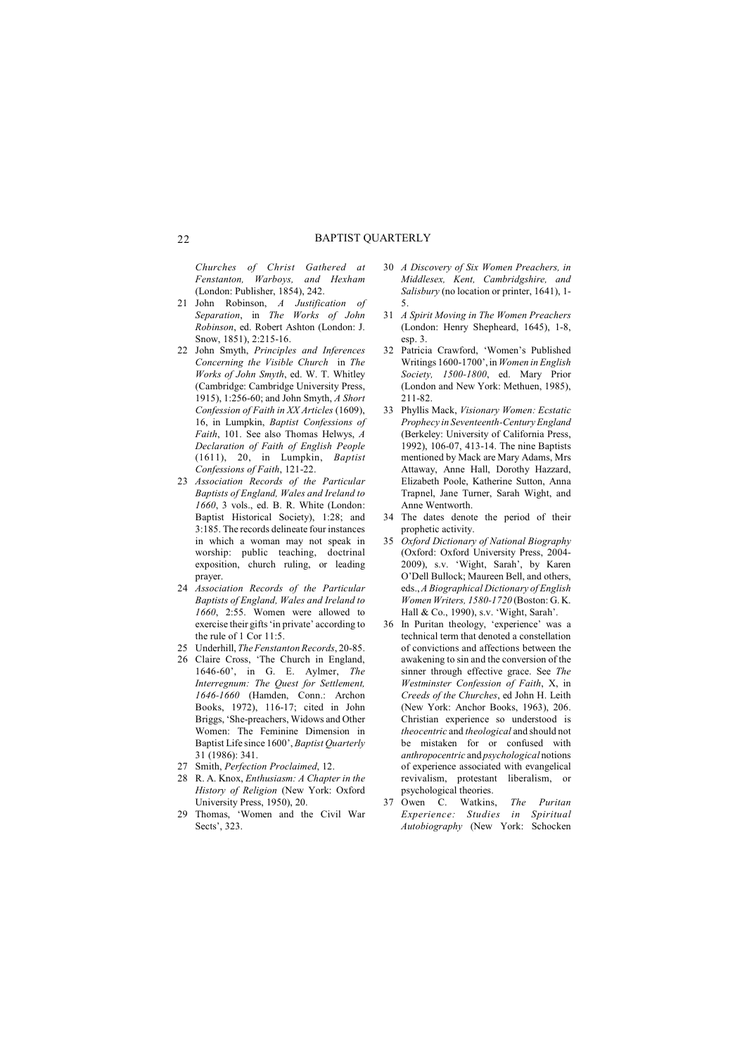*Churches of Christ Gathered at Fenstanton, Warboys, and Hexham* (London: Publisher, 1854), 242.

21 John Robinson, *A Justification of Separation*, in *The Works of John Robinson*, ed. Robert Ashton (London: J. Snow, 1851), 2:215-16.

22 John Smyth, *Principles and Inferences Concerning the Visible Church* in *The Works of John Smyth*, ed. W. T. Whitley (Cambridge: Cambridge University Press, 1915), 1:256-60; and John Smyth, *A Short Confession of Faith in XX Articles* (1609), 16, in Lumpkin, *Baptist Confessions of Faith*, 101. See also Thomas Helwys, *A Declaration of Faith of English People* (1611), 20, in Lumpkin, *Baptist Confessions of Faith*, 121-22.

23 *Association Records of the Particular Baptists of England, Wales and Ireland to 1660*, 3 vols., ed. B. R. White (London: Baptist Historical Society), 1:28; and 3:185. The records delineate four instances in which a woman may not speak in worship: public teaching, doctrinal exposition, church ruling, or leading prayer.

24 *Association Records of the Particular Baptists of England, Wales and Ireland to 1660*, 2:55. Women were allowed to exercise their gifts 'in private' according to the rule of 1 Cor 11:5.

25 Underhill, *The Fenstanton Records*, 20-85.

26 Claire Cross, 'The Church in England, 1646-60', in G. E. Aylmer, *The Interregnum: The Quest for Settlement, 1646-1660* (Hamden, Conn.: Archon Books, 1972), 116-17; cited in John Briggs, 'She-preachers, Widows and Other Women: The Feminine Dimension in Baptist Life since 1600', *Baptist Quarterly* 31 (1986): 341.

27 Smith, *Perfection Proclaimed*, 12.

28 R. A. Knox, *Enthusiasm: A Chapter in the History of Religion* (New York: Oxford University Press, 1950), 20.

29 Thomas, 'Women and the Civil War Sects', 323.

30 *A Discovery of Six Women Preachers, in Middlesex, Kent, Cambridgshire, and Salisbury* (no location or printer, 1641), 1-5.

31 *A Spirit Moving in The Women Preachers* (London: Henry Shepheard, 1645), 1-8, esp. 3.

32 Patricia Crawford, 'Women's Published Writings 1600-1700', in *Women in English Society, 1500-1800*, ed. Mary Prior (London and New York: Methuen, 1985), 211-82.

33 Phyllis Mack, *Visionary Women: Ecstatic Prophecy in Seventeenth-Century England* (Berkeley: University of California Press, 1992), 106-07, 413-14. The nine Baptists mentioned by Mack are Mary Adams, Mrs Attaway, Anne Hall, Dorothy Hazzard, Elizabeth Poole, Katherine Sutton, Anna Trapnel, Jane Turner, Sarah Wight, and Anne Wentworth.

34 The dates denote the period of their prophetic activity.

35 *Oxford Dictionary of National Biography* (Oxford: Oxford University Press, 2004-2009), s.v. 'Wight, Sarah', by Karen O'Dell Bullock; Maureen Bell, and others, eds., *A Biographical Dictionary of English Women Writers, 1580-1720* (Boston: G. K. Hall & Co., 1990), s.v. 'Wight, Sarah'.

36 In Puritan theology, 'experience' was a technical term that denoted a constellation of convictions and affections between the awakening to sin and the conversion of the sinner through effective grace. See *The Westminster Confession of Faith*, X, in *Creeds of the Churches*, ed John H. Leith (New York: Anchor Books, 1963), 206. Christian experience so understood is *theocentric* and *theological* and should not be mistaken for or confused with *anthropocentric* and *psychological* notions of experience associated with evangelical revivalism, protestant liberalism, or psychological theories.

37 Owen C. Watkins, *The Puritan Experience: Studies in Spiritual Autobiography* (New York: Schocken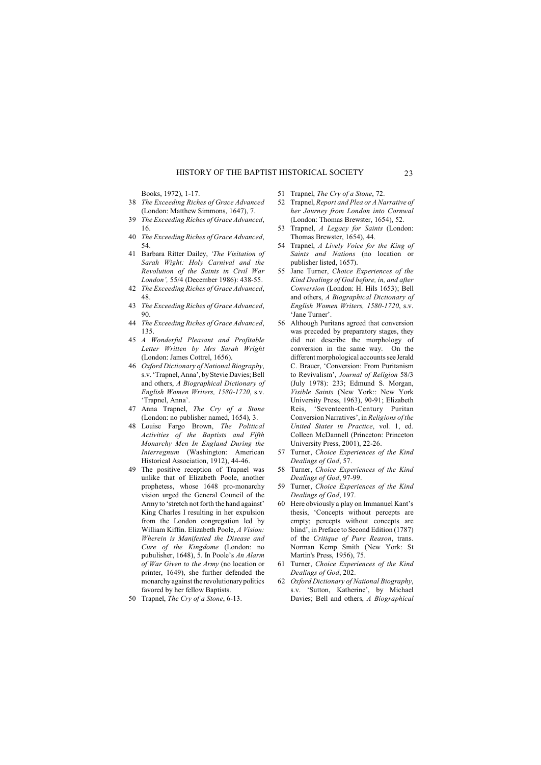Books, 1972), 1-17.

38 *The Exceeding Riches of Grace Advanced* (London: Matthew Simmons, 1647), 7.
39 *The Exceeding Riches of Grace Advanced*, 16.
40 *The Exceeding Riches of Grace Advanced*, 54.
41 Barbara Ritter Dailey, *'The Visitation of Sarah Wight: Holy Carnival and the Revolution of the Saints in Civil War London',* 55/4 (December 1986): 438-55.
42 *The Exceeding Riches of Grace Advanced*, 48.
43 *The Exceeding Riches of Grace Advanced*, 90.
44 *The Exceeding Riches of Grace Advanced*, 135.
45 *A Wonderful Pleasant and Profitable Letter Written by Mrs Sarah Wright* (London: James Cottrel, 1656).
46 *Oxford Dictionary of National Biography*, s.v. 'Trapnel, Anna', by Stevie Davies; Bell and others, *A Biographical Dictionary of English Women Writers, 1580-1720*, s.v. 'Trapnel, Anna'.
47 Anna Trapnel, *The Cry of a Stone* (London: no publisher named, 1654), 3.
48 Louise Fargo Brown, *The Political Activities of the Baptists and Fifth Monarchy Men In England During the Interregnum* (Washington: American Historical Association, 1912), 44-46.
49 The positive reception of Trapnel was unlike that of Elizabeth Poole, another prophetess, whose 1648 pro-monarchy vision urged the General Council of the Army to 'stretch not forth the hand against' King Charles I resulting in her expulsion from the London congregation led by William Kiffin. Elizabeth Poole, *A Vision: Wherein is Manifested the Disease and Cure of the Kingdome* (London: no pubulisher, 1648), 5. In Poole's *An Alarm of War Given to the Army* (no location or printer, 1649), she further defended the monarchy against the revolutionary politics favored by her fellow Baptists.
50 Trapnel, *The Cry of a Stone*, 6-13.
51 Trapnel, *The Cry of a Stone*, 72.
52 Trapnel, *Report and Plea or A Narrative of her Journey from London into Cornwal* (London: Thomas Brewster, 1654), 52.
53 Trapnel, *A Legacy for Saints* (London: Thomas Brewster, 1654), 44.
54 Trapnel, *A Lively Voice for the King of Saints and Nations* (no location or publisher listed, 1657).
55 Jane Turner, *Choice Experiences of the Kind Dealings of God before, in, and after Conversion* (London: H. Hils 1653); Bell and others, *A Biographical Dictionary of English Women Writers, 1580-1720*, s.v. 'Jane Turner'.
56 Although Puritans agreed that conversion was preceded by preparatory stages, they did not describe the morphology of conversion in the same way. On the different morphological accounts see Jerald C. Brauer, 'Conversion: From Puritanism to Revivalism', *Journal of Religion* 58/3 (July 1978): 233; Edmund S. Morgan, *Visible Saints* (New York:: New York University Press, 1963), 90-91; Elizabeth Reis, 'Seventeenth-Century Puritan Conversion Narratives', in *Religions of the United States in Practice*, vol. 1, ed. Colleen McDannell (Princeton: Princeton University Press, 2001), 22-26.
57 Turner, *Choice Experiences of the Kind Dealings of God*, 57.
58 Turner, *Choice Experiences of the Kind Dealings of God*, 97-99.
59 Turner, *Choice Experiences of the Kind Dealings of God*, 197.
60 Here obviously a play on Immanuel Kant's thesis, 'Concepts without percepts are empty; percepts without concepts are blind', in Preface to Second Edition (1787) of the *Critique of Pure Reason*, trans. Norman Kemp Smith (New York: St Martin's Press, 1956), 75.
61 Turner, *Choice Experiences of the Kind Dealings of God*, 202.
62 *Oxford Dictionary of National Biography*, s.v. 'Sutton, Katherine', by Michael Davies; Bell and others, *A Biographical*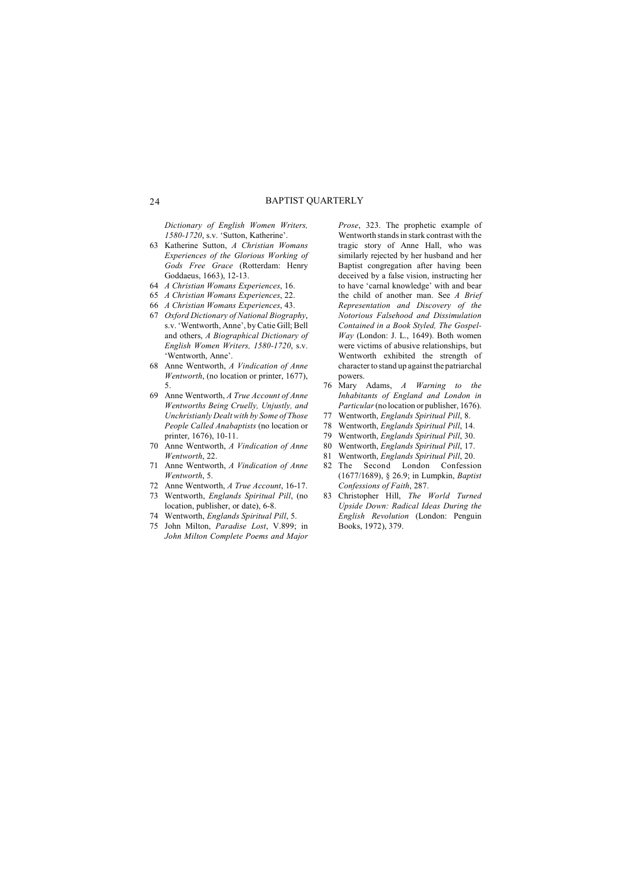*Dictionary of English Women Writers, 1580-1720*, s.v. 'Sutton, Katherine'.

63 Katherine Sutton, *A Christian Womans Experiences of the Glorious Working of Gods Free Grace* (Rotterdam: Henry Goddaeus, 1663), 12-13.
64 *A Christian Womans Experiences*, 16.
65 *A Christian Womans Experiences*, 22.
66 *A Christian Womans Experiences*, 43.
67 *Oxford Dictionary of National Biography*, s.v. 'Wentworth, Anne', by Catie Gill; Bell and others, *A Biographical Dictionary of English Women Writers, 1580-1720*, s.v. 'Wentworth, Anne'.
68 Anne Wentworth, *A Vindication of Anne Wentworth*, (no location or printer, 1677), 5.
69 Anne Wentworth, *A True Account of Anne Wentworths Being Cruelly, Unjustly, and Unchristianly Dealt with by Some of Those People Called Anabaptists* (no location or printer, 1676), 10-11.
70 Anne Wentworth, *A Vindication of Anne Wentworth*, 22.
71 Anne Wentworth, *A Vindication of Anne Wentworth*, 5.
72 Anne Wentworth, *A True Account*, 16-17.
73 Wentworth, *Englands Spiritual Pill*, (no location, publisher, or date), 6-8.
74 Wentworth, *Englands Spiritual Pill*, 5.
75 John Milton, *Paradise Lost*, V.899; in *John Milton Complete Poems and Major Prose*, 323. The prophetic example of Wentworth stands in stark contrast with the tragic story of Anne Hall, who was similarly rejected by her husband and her Baptist congregation after having been deceived by a false vision, instructing her to have 'carnal knowledge' with and bear the child of another man. See *A Brief Representation and Discovery of the Notorious Falsehood and Dissimulation Contained in a Book Styled, The Gospel-Way* (London: J. L., 1649). Both women were victims of abusive relationships, but Wentworth exhibited the strength of character to stand up against the patriarchal powers.
76 Mary Adams, *A Warning to the Inhabitants of England and London in Particular* (no location or publisher, 1676).
77 Wentworth, *Englands Spiritual Pill*, 8.
78 Wentworth, *Englands Spiritual Pill*, 14.
79 Wentworth, *Englands Spiritual Pill*, 30.
80 Wentworth, *Englands Spiritual Pill*, 17.
81 Wentworth, *Englands Spiritual Pill*, 20.
82 The Second London Confession (1677/1689), § 26.9; in Lumpkin, *Baptist Confessions of Faith*, 287.
83 Christopher Hill, *The World Turned Upside Down: Radical Ideas During the English Revolution* (London: Penguin Books, 1972), 379.